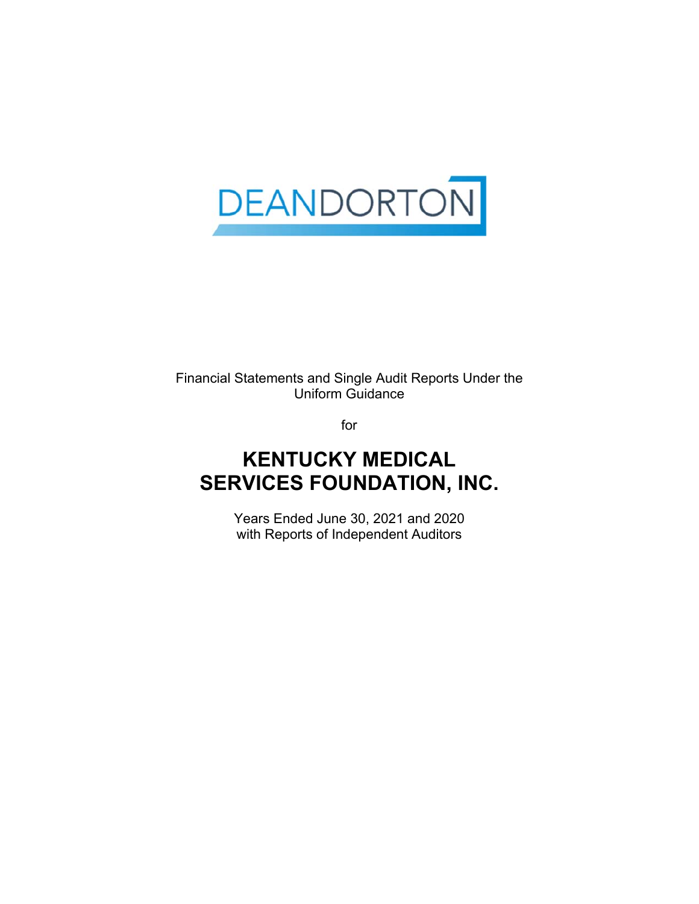DEANDORTON

Financial Statements and Single Audit Reports Under the Uniform Guidance

for

# KENTUCKY MEDICAL SERVICES FOUNDATION, INC.

Years Ended June 30, 2021 and 2020
with Reports of Independent Auditors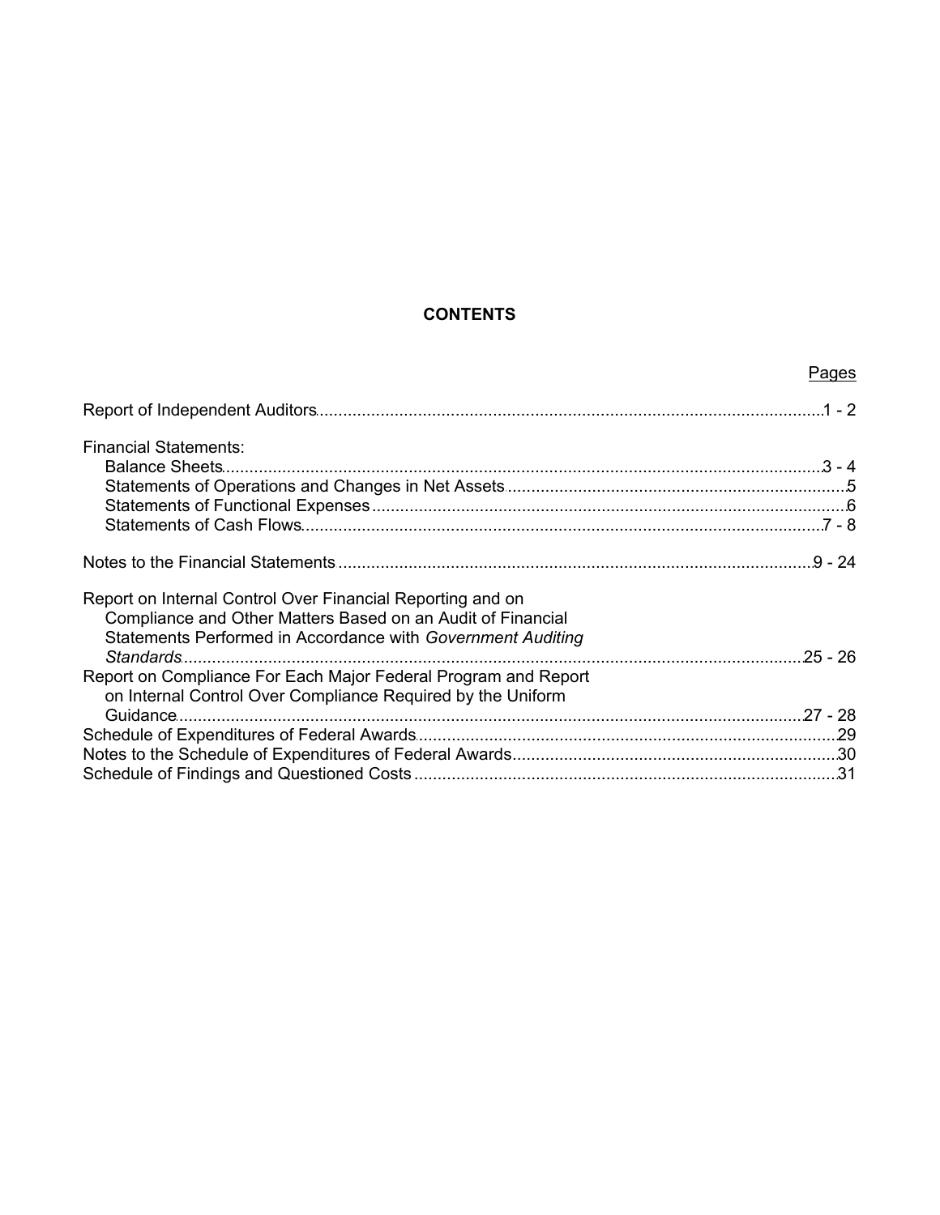# CONTENTS

| | Pages |
|---|---|
| Report of Independent Auditors | 1 - 2 |
| Financial Statements: | |
| Balance Sheets | 3 - 4 |
| Statements of Operations and Changes in Net Assets | 5 |
| Statements of Functional Expenses | 6 |
| Statements of Cash Flows | 7 - 8 |
| Notes to the Financial Statements | 9 - 24 |
| Report on Internal Control Over Financial Reporting and on Compliance and Other Matters Based on an Audit of Financial Statements Performed in Accordance with *Government Auditing Standards* | 25 - 26 |
| Report on Compliance For Each Major Federal Program and Report on Internal Control Over Compliance Required by the Uniform Guidance | 27 - 28 |
| Schedule of Expenditures of Federal Awards | 29 |
| Notes to the Schedule of Expenditures of Federal Awards | 30 |
| Schedule of Findings and Questioned Costs | 31 |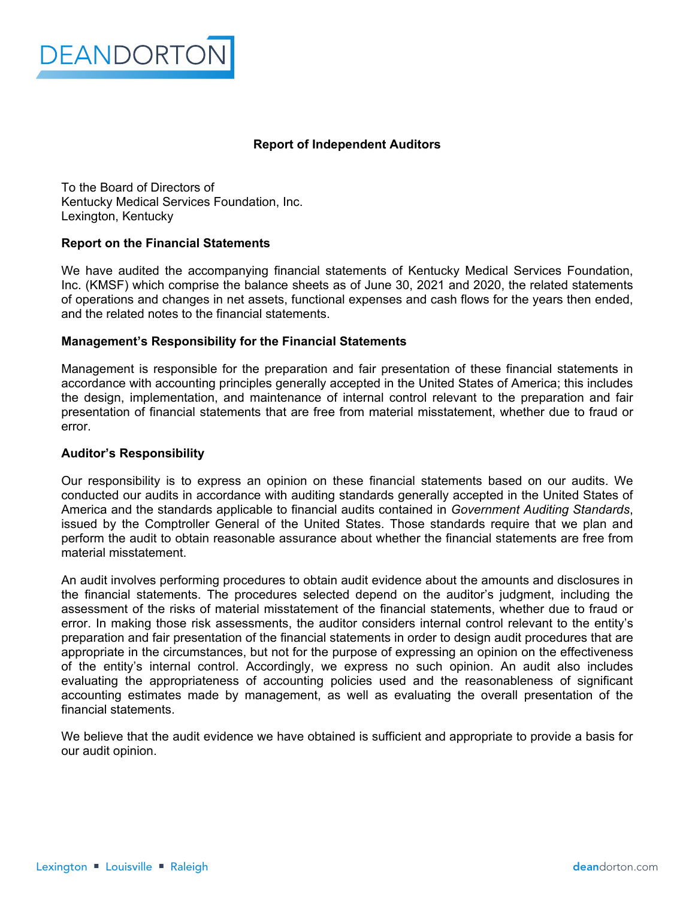## Report of Independent Auditors

To the Board of Directors of
Kentucky Medical Services Foundation, Inc.
Lexington, Kentucky

### Report on the Financial Statements

We have audited the accompanying financial statements of Kentucky Medical Services Foundation, Inc. (KMSF) which comprise the balance sheets as of June 30, 2021 and 2020, the related statements of operations and changes in net assets, functional expenses and cash flows for the years then ended, and the related notes to the financial statements.

### Management's Responsibility for the Financial Statements

Management is responsible for the preparation and fair presentation of these financial statements in accordance with accounting principles generally accepted in the United States of America; this includes the design, implementation, and maintenance of internal control relevant to the preparation and fair presentation of financial statements that are free from material misstatement, whether due to fraud or error.

### Auditor's Responsibility

Our responsibility is to express an opinion on these financial statements based on our audits. We conducted our audits in accordance with auditing standards generally accepted in the United States of America and the standards applicable to financial audits contained in *Government Auditing Standards*, issued by the Comptroller General of the United States. Those standards require that we plan and perform the audit to obtain reasonable assurance about whether the financial statements are free from material misstatement.

An audit involves performing procedures to obtain audit evidence about the amounts and disclosures in the financial statements. The procedures selected depend on the auditor's judgment, including the assessment of the risks of material misstatement of the financial statements, whether due to fraud or error. In making those risk assessments, the auditor considers internal control relevant to the entity's preparation and fair presentation of the financial statements in order to design audit procedures that are appropriate in the circumstances, but not for the purpose of expressing an opinion on the effectiveness of the entity's internal control. Accordingly, we express no such opinion. An audit also includes evaluating the appropriateness of accounting policies used and the reasonableness of significant accounting estimates made by management, as well as evaluating the overall presentation of the financial statements.

We believe that the audit evidence we have obtained is sufficient and appropriate to provide a basis for our audit opinion.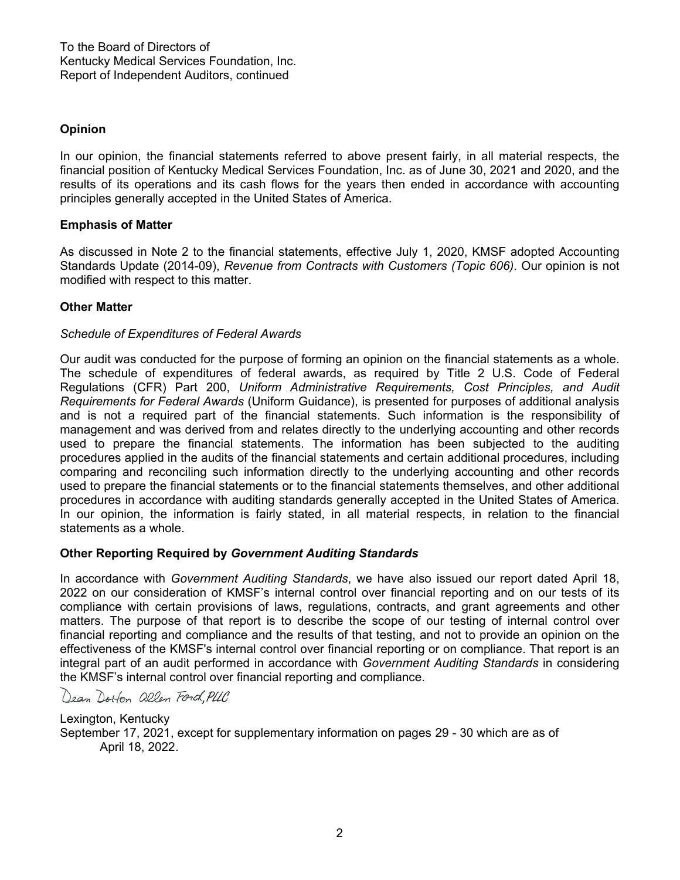To the Board of Directors of
Kentucky Medical Services Foundation, Inc.
Report of Independent Auditors, continued

## Opinion

In our opinion, the financial statements referred to above present fairly, in all material respects, the financial position of Kentucky Medical Services Foundation, Inc. as of June 30, 2021 and 2020, and the results of its operations and its cash flows for the years then ended in accordance with accounting principles generally accepted in the United States of America.

## Emphasis of Matter

As discussed in Note 2 to the financial statements, effective July 1, 2020, KMSF adopted Accounting Standards Update (2014-09), *Revenue from Contracts with Customers (Topic 606)*. Our opinion is not modified with respect to this matter.

## Other Matter

*Schedule of Expenditures of Federal Awards*

Our audit was conducted for the purpose of forming an opinion on the financial statements as a whole. The schedule of expenditures of federal awards, as required by Title 2 U.S. Code of Federal Regulations (CFR) Part 200, *Uniform Administrative Requirements, Cost Principles, and Audit Requirements for Federal Awards* (Uniform Guidance), is presented for purposes of additional analysis and is not a required part of the financial statements. Such information is the responsibility of management and was derived from and relates directly to the underlying accounting and other records used to prepare the financial statements. The information has been subjected to the auditing procedures applied in the audits of the financial statements and certain additional procedures, including comparing and reconciling such information directly to the underlying accounting and other records used to prepare the financial statements or to the financial statements themselves, and other additional procedures in accordance with auditing standards generally accepted in the United States of America. In our opinion, the information is fairly stated, in all material respects, in relation to the financial statements as a whole.

## Other Reporting Required by *Government Auditing Standards*

In accordance with *Government Auditing Standards*, we have also issued our report dated April 18, 2022 on our consideration of KMSF's internal control over financial reporting and on our tests of its compliance with certain provisions of laws, regulations, contracts, and grant agreements and other matters. The purpose of that report is to describe the scope of our testing of internal control over financial reporting and compliance and the results of that testing, and not to provide an opinion on the effectiveness of the KMSF's internal control over financial reporting or on compliance. That report is an integral part of an audit performed in accordance with *Government Auditing Standards* in considering the KMSF's internal control over financial reporting and compliance.

Dean Dorton Allen Ford, PLLC

Lexington, Kentucky
September 17, 2021, except for supplementary information on pages 29 - 30 which are as of April 18, 2022.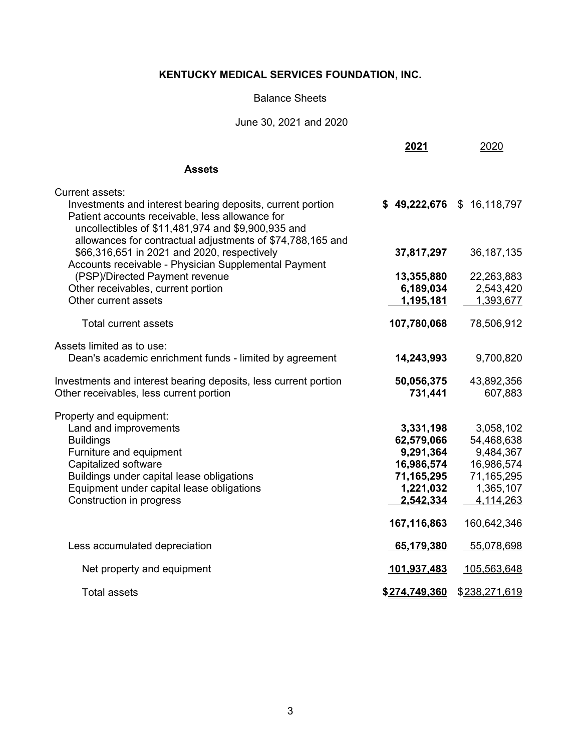# KENTUCKY MEDICAL SERVICES FOUNDATION, INC.

Balance Sheets

June 30, 2021 and 2020

| | **2021** | 2020 |
|---|---|---|
| **Assets** | | |
| Current assets: | | |
| Investments and interest bearing deposits, current portion | **$ 49,222,676** | $ 16,118,797 |
| Patient accounts receivable, less allowance for uncollectibles of $11,481,974 and $9,900,935 and allowances for contractual adjustments of $74,788,165 and $66,316,651 in 2021 and 2020, respectively | **37,817,297** | 36,187,135 |
| Accounts receivable - Physician Supplemental Payment (PSP)/Directed Payment revenue | **13,355,880** | 22,263,883 |
| Other receivables, current portion | **6,189,034** | 2,543,420 |
| Other current assets | **1,195,181** | 1,393,677 |
| Total current assets | **107,780,068** | 78,506,912 |
| Assets limited as to use: | | |
| Dean's academic enrichment funds - limited by agreement | **14,243,993** | 9,700,820 |
| Investments and interest bearing deposits, less current portion | **50,056,375** | 43,892,356 |
| Other receivables, less current portion | **731,441** | 607,883 |
| Property and equipment: | | |
| Land and improvements | **3,331,198** | 3,058,102 |
| Buildings | **62,579,066** | 54,468,638 |
| Furniture and equipment | **9,291,364** | 9,484,367 |
| Capitalized software | **16,986,574** | 16,986,574 |
| Buildings under capital lease obligations | **71,165,295** | 71,165,295 |
| Equipment under capital lease obligations | **1,221,032** | 1,365,107 |
| Construction in progress | **2,542,334** | 4,114,263 |
| | **167,116,863** | 160,642,346 |
| Less accumulated depreciation | **65,179,380** | 55,078,698 |
| Net property and equipment | **101,937,483** | 105,563,648 |
| Total assets | **$274,749,360** | $238,271,619 |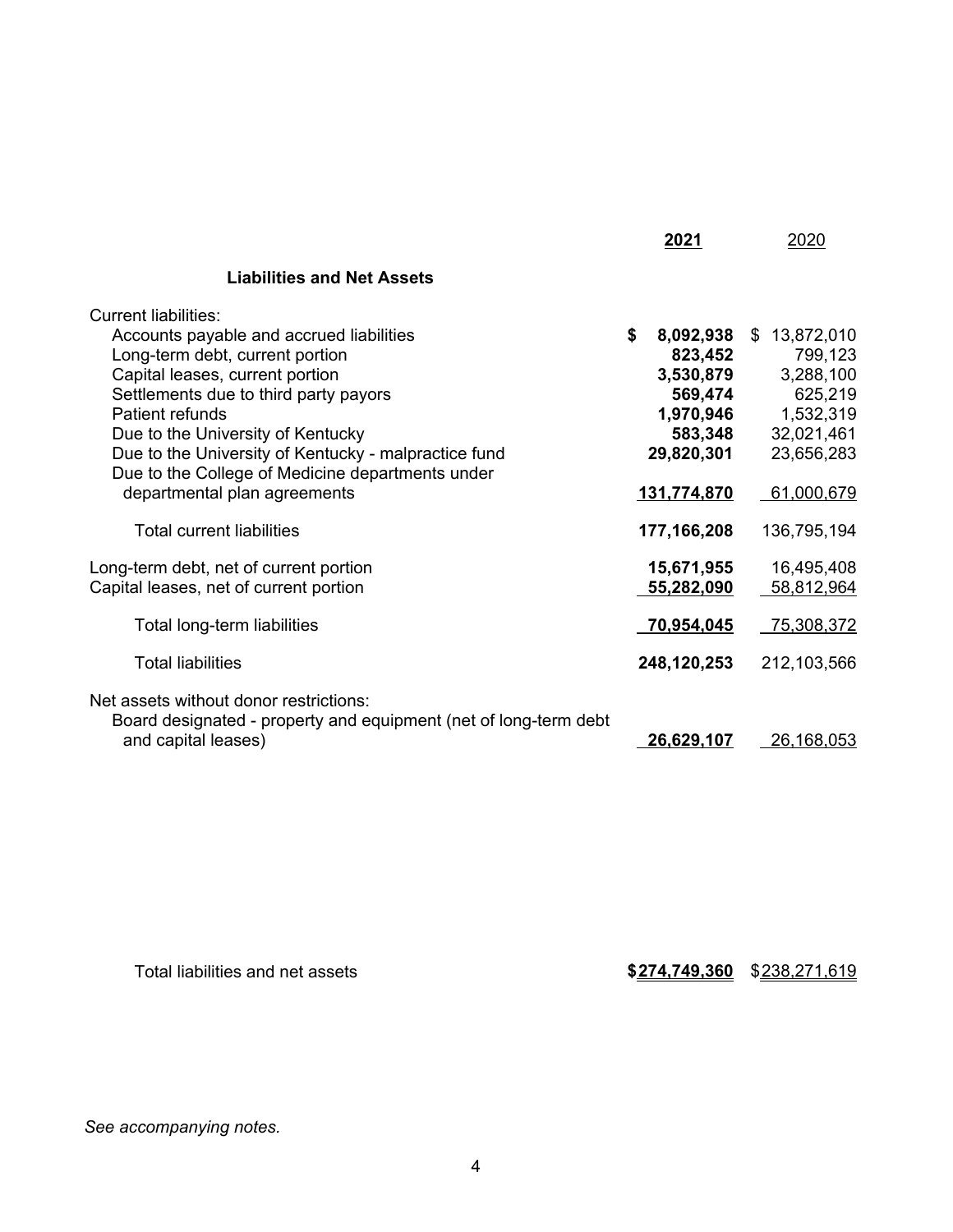| | **2021** | 2020 |
|---|---|---|
| **Liabilities and Net Assets** | | |
| Current liabilities: | | |
| Accounts payable and accrued liabilities | **$ 8,092,938** | $ 13,872,010 |
| Long-term debt, current portion | **823,452** | 799,123 |
| Capital leases, current portion | **3,530,879** | 3,288,100 |
| Settlements due to third party payors | **569,474** | 625,219 |
| Patient refunds | **1,970,946** | 1,532,319 |
| Due to the University of Kentucky | **583,348** | 32,021,461 |
| Due to the University of Kentucky - malpractice fund | **29,820,301** | 23,656,283 |
| Due to the College of Medicine departments under departmental plan agreements | **131,774,870** | 61,000,679 |
| Total current liabilities | **177,166,208** | 136,795,194 |
| Long-term debt, net of current portion | **15,671,955** | 16,495,408 |
| Capital leases, net of current portion | **55,282,090** | 58,812,964 |
| Total long-term liabilities | **70,954,045** | 75,308,372 |
| Total liabilities | **248,120,253** | 212,103,566 |
| Net assets without donor restrictions: | | |
| Board designated - property and equipment (net of long-term debt and capital leases) | **26,629,107** | 26,168,053 |
| Total liabilities and net assets | **$274,749,360** | $238,271,619 |

*See accompanying notes.*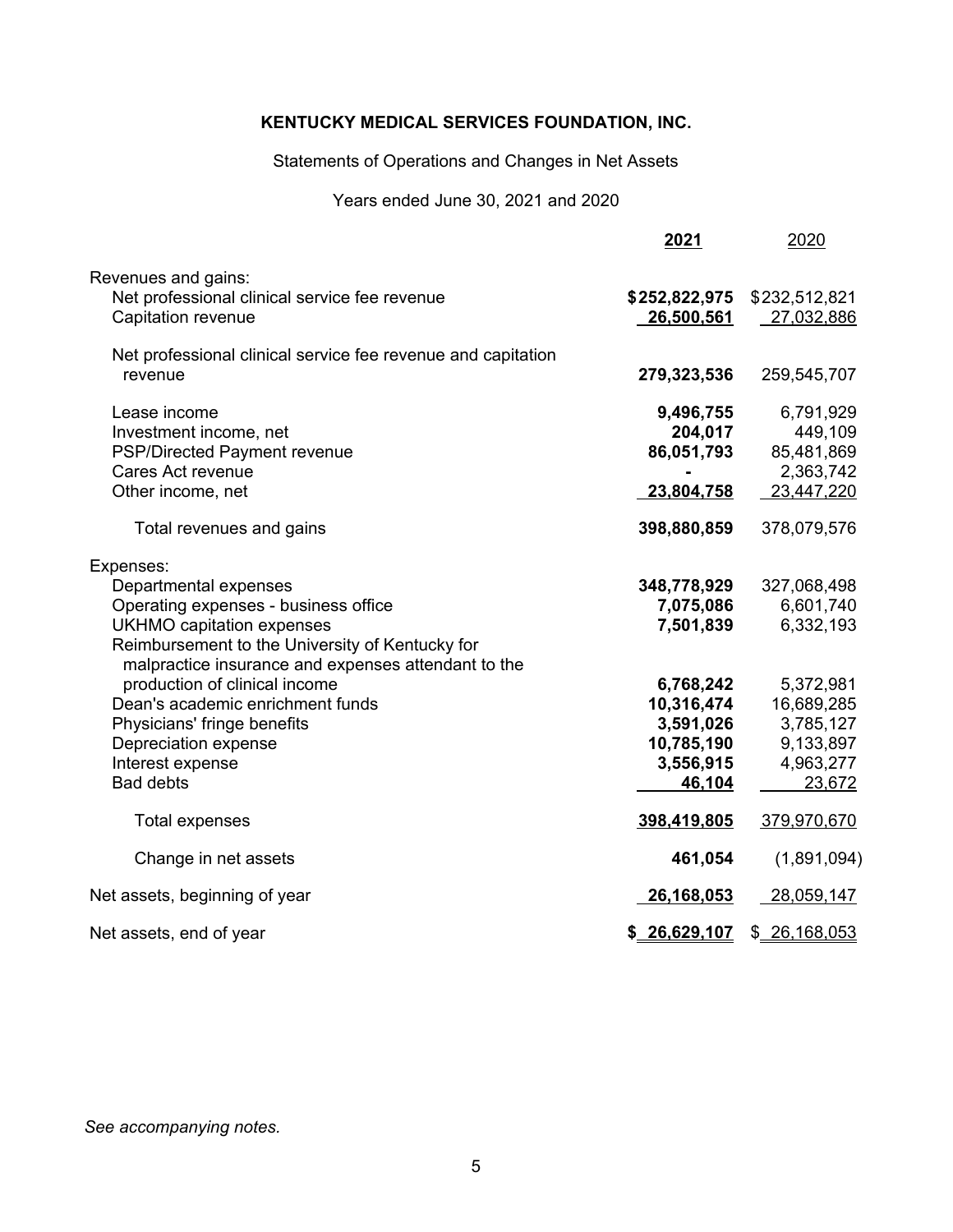**KENTUCKY MEDICAL SERVICES FOUNDATION, INC.**

Statements of Operations and Changes in Net Assets

Years ended June 30, 2021 and 2020

| | **2021** | 2020 |
|---|---|---|
| Revenues and gains: | | |
| Net professional clinical service fee revenue | **$252,822,975** | $232,512,821 |
| Capitation revenue | **26,500,561** | 27,032,886 |
| Net professional clinical service fee revenue and capitation revenue | **279,323,536** | 259,545,707 |
| Lease income | **9,496,755** | 6,791,929 |
| Investment income, net | **204,017** | 449,109 |
| PSP/Directed Payment revenue | **86,051,793** | 85,481,869 |
| Cares Act revenue | **-** | 2,363,742 |
| Other income, net | **23,804,758** | 23,447,220 |
| Total revenues and gains | **398,880,859** | 378,079,576 |
| Expenses: | | |
| Departmental expenses | **348,778,929** | 327,068,498 |
| Operating expenses - business office | **7,075,086** | 6,601,740 |
| UKHMO capitation expenses | **7,501,839** | 6,332,193 |
| Reimbursement to the University of Kentucky for malpractice insurance and expenses attendant to the production of clinical income | **6,768,242** | 5,372,981 |
| Dean's academic enrichment funds | **10,316,474** | 16,689,285 |
| Physicians' fringe benefits | **3,591,026** | 3,785,127 |
| Depreciation expense | **10,785,190** | 9,133,897 |
| Interest expense | **3,556,915** | 4,963,277 |
| Bad debts | **46,104** | 23,672 |
| Total expenses | **398,419,805** | 379,970,670 |
| Change in net assets | **461,054** | (1,891,094) |
| Net assets, beginning of year | **26,168,053** | 28,059,147 |
| Net assets, end of year | **$ 26,629,107** | $ 26,168,053 |

*See accompanying notes.*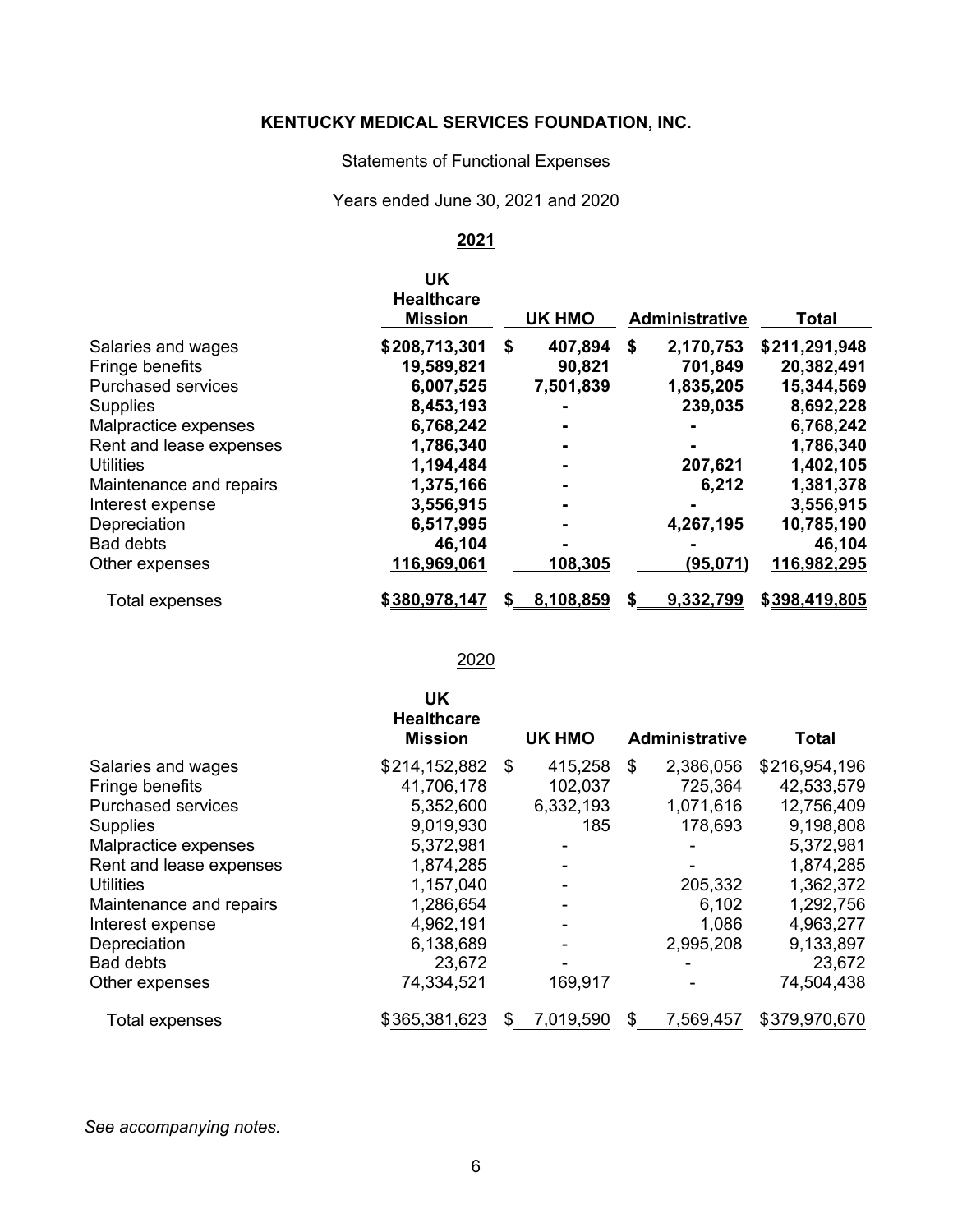# KENTUCKY MEDICAL SERVICES FOUNDATION, INC.

Statements of Functional Expenses

Years ended June 30, 2021 and 2020

## 2021

| | UK Healthcare Mission | UK HMO | Administrative | Total |
|---|---|---|---|---|
| Salaries and wages | **$208,713,301** | **$ 407,894** | **$ 2,170,753** | **$211,291,948** |
| Fringe benefits | **19,589,821** | **90,821** | **701,849** | **20,382,491** |
| Purchased services | **6,007,525** | **7,501,839** | **1,835,205** | **15,344,569** |
| Supplies | **8,453,193** | **-** | **239,035** | **8,692,228** |
| Malpractice expenses | **6,768,242** | **-** | **-** | **6,768,242** |
| Rent and lease expenses | **1,786,340** | **-** | **-** | **1,786,340** |
| Utilities | **1,194,484** | **-** | **207,621** | **1,402,105** |
| Maintenance and repairs | **1,375,166** | **-** | **6,212** | **1,381,378** |
| Interest expense | **3,556,915** | **-** | **-** | **3,556,915** |
| Depreciation | **6,517,995** | **-** | **4,267,195** | **10,785,190** |
| Bad debts | **46,104** | **-** | **-** | **46,104** |
| Other expenses | **116,969,061** | **108,305** | **(95,071)** | **116,982,295** |
| Total expenses | **$380,978,147** | **$ 8,108,859** | **$ 9,332,799** | **$398,419,805** |

## 2020

| | UK Healthcare Mission | UK HMO | Administrative | Total |
|---|---|---|---|---|
| Salaries and wages | $214,152,882 | $ 415,258 | $ 2,386,056 | $216,954,196 |
| Fringe benefits | 41,706,178 | 102,037 | 725,364 | 42,533,579 |
| Purchased services | 5,352,600 | 6,332,193 | 1,071,616 | 12,756,409 |
| Supplies | 9,019,930 | 185 | 178,693 | 9,198,808 |
| Malpractice expenses | 5,372,981 | - | - | 5,372,981 |
| Rent and lease expenses | 1,874,285 | - | - | 1,874,285 |
| Utilities | 1,157,040 | - | 205,332 | 1,362,372 |
| Maintenance and repairs | 1,286,654 | - | 6,102 | 1,292,756 |
| Interest expense | 4,962,191 | - | 1,086 | 4,963,277 |
| Depreciation | 6,138,689 | - | 2,995,208 | 9,133,897 |
| Bad debts | 23,672 | - | - | 23,672 |
| Other expenses | 74,334,521 | 169,917 | - | 74,504,438 |
| Total expenses | $365,381,623 | $ 7,019,590 | $ 7,569,457 | $379,970,670 |

*See accompanying notes.*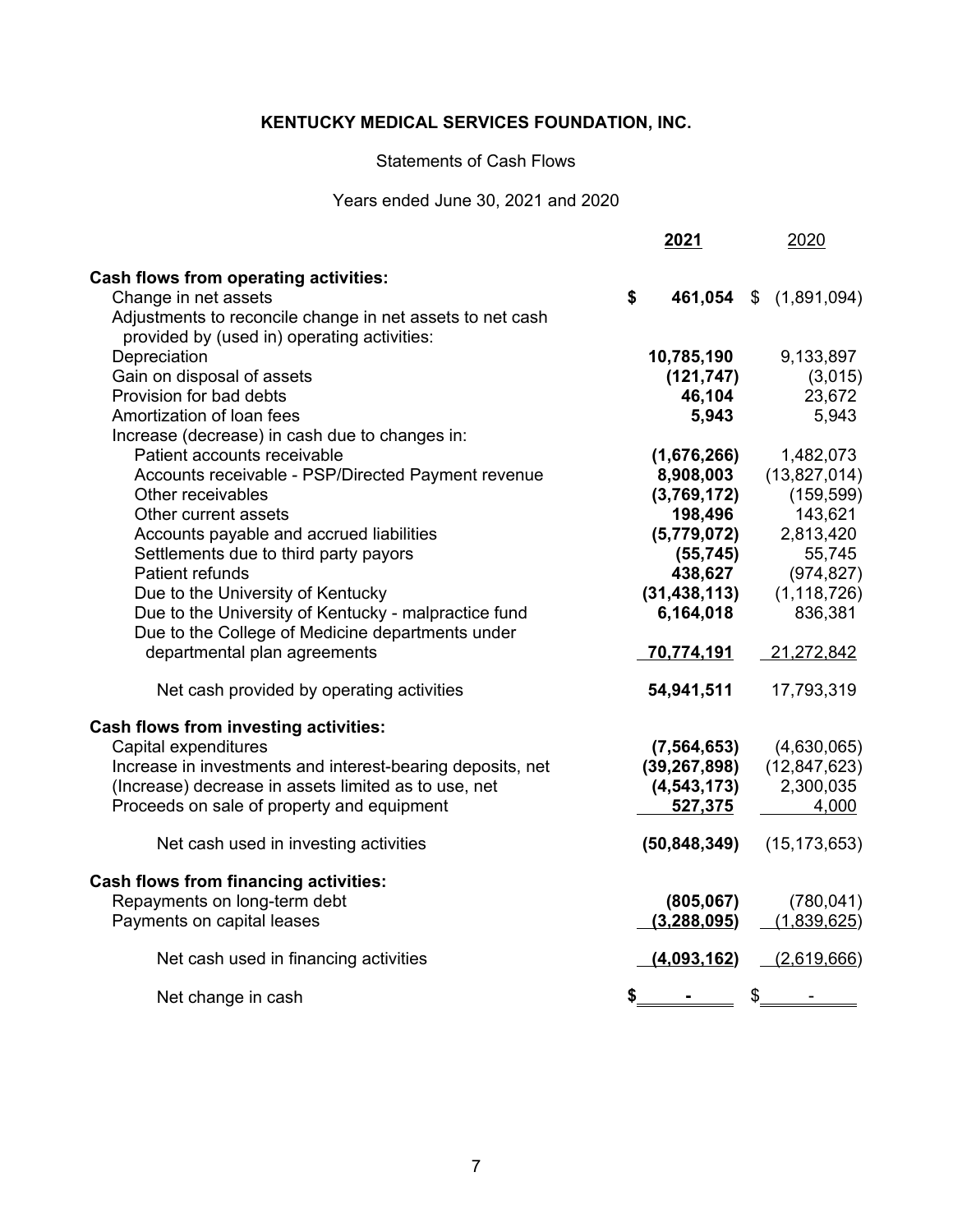# KENTUCKY MEDICAL SERVICES FOUNDATION, INC.

Statements of Cash Flows

Years ended June 30, 2021 and 2020

| | 2021 | 2020 |
|---|---|---|
| **Cash flows from operating activities:** | | |
| Change in net assets | **$ 461,054** | $ (1,891,094) |
| Adjustments to reconcile change in net assets to net cash provided by (used in) operating activities: | | |
| Depreciation | **10,785,190** | 9,133,897 |
| Gain on disposal of assets | **(121,747)** | (3,015) |
| Provision for bad debts | **46,104** | 23,672 |
| Amortization of loan fees | **5,943** | 5,943 |
| Increase (decrease) in cash due to changes in: | | |
| Patient accounts receivable | **(1,676,266)** | 1,482,073 |
| Accounts receivable - PSP/Directed Payment revenue | **8,908,003** | (13,827,014) |
| Other receivables | **(3,769,172)** | (159,599) |
| Other current assets | **198,496** | 143,621 |
| Accounts payable and accrued liabilities | **(5,779,072)** | 2,813,420 |
| Settlements due to third party payors | **(55,745)** | 55,745 |
| Patient refunds | **438,627** | (974,827) |
| Due to the University of Kentucky | **(31,438,113)** | (1,118,726) |
| Due to the University of Kentucky - malpractice fund | **6,164,018** | 836,381 |
| Due to the College of Medicine departments under departmental plan agreements | **70,774,191** | 21,272,842 |
| Net cash provided by operating activities | **54,941,511** | 17,793,319 |
| **Cash flows from investing activities:** | | |
| Capital expenditures | **(7,564,653)** | (4,630,065) |
| Increase in investments and interest-bearing deposits, net | **(39,267,898)** | (12,847,623) |
| (Increase) decrease in assets limited as to use, net | **(4,543,173)** | 2,300,035 |
| Proceeds on sale of property and equipment | **527,375** | 4,000 |
| Net cash used in investing activities | **(50,848,349)** | (15,173,653) |
| **Cash flows from financing activities:** | | |
| Repayments on long-term debt | **(805,067)** | (780,041) |
| Payments on capital leases | **(3,288,095)** | (1,839,625) |
| Net cash used in financing activities | **(4,093,162)** | (2,619,666) |
| Net change in cash | **$ -** | $ - |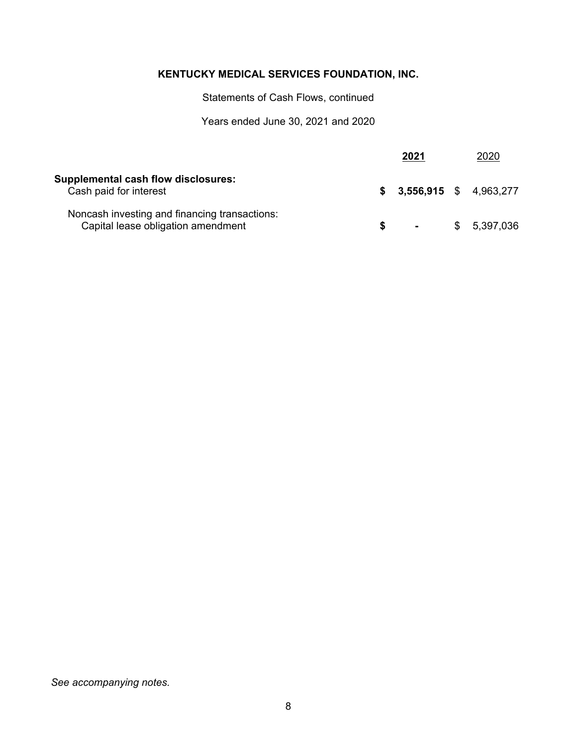**KENTUCKY MEDICAL SERVICES FOUNDATION, INC.**

Statements of Cash Flows, continued

Years ended June 30, 2021 and 2020

| | **2021** | 2020 |
|---|---|---|
| **Supplemental cash flow disclosures:** | | |
| Cash paid for interest | **$ 3,556,915** | $ 4,963,277 |
| Noncash investing and financing transactions: | | |
| Capital lease obligation amendment | **$ -** | $ 5,397,036 |

*See accompanying notes.*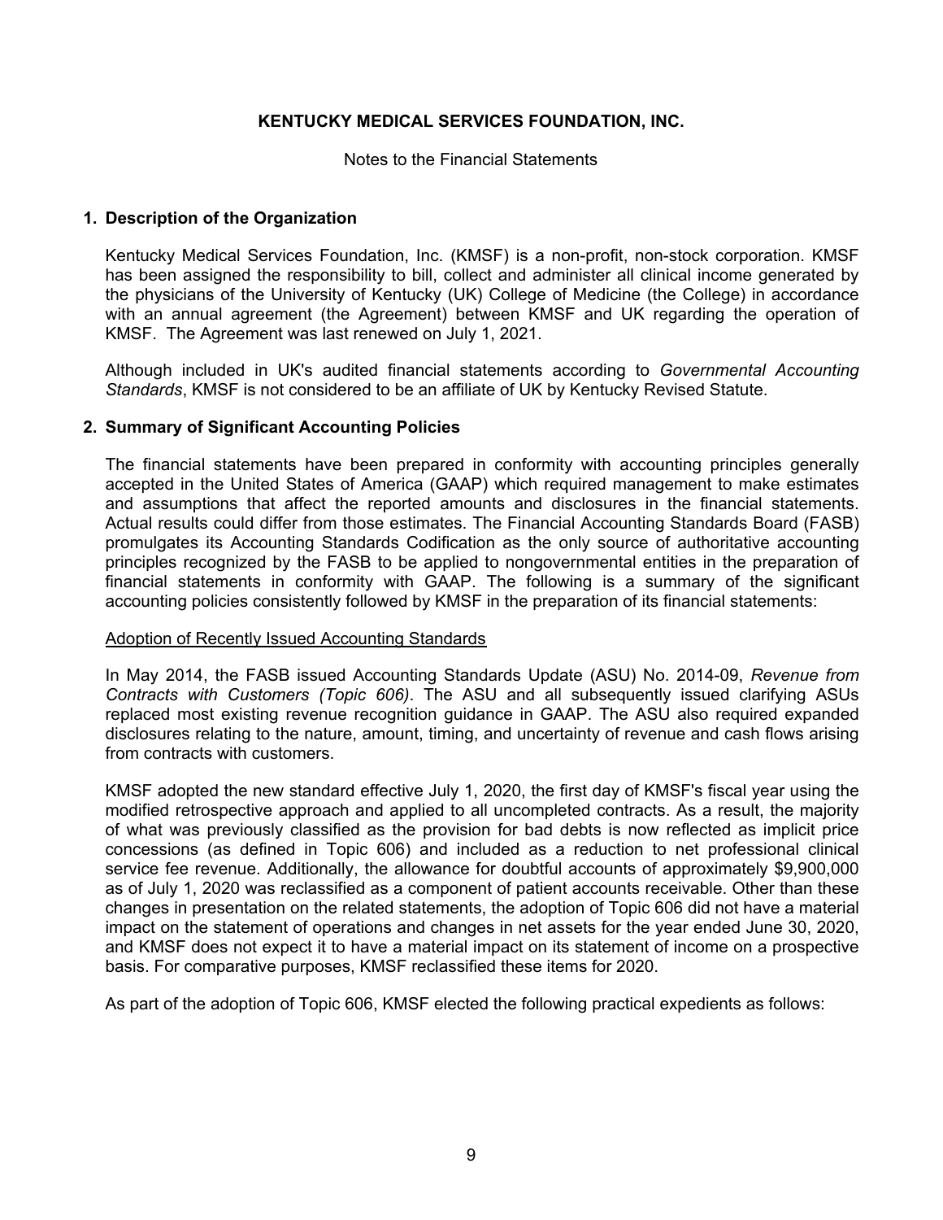**KENTUCKY MEDICAL SERVICES FOUNDATION, INC.**

Notes to the Financial Statements

## 1. Description of the Organization

Kentucky Medical Services Foundation, Inc. (KMSF) is a non-profit, non-stock corporation. KMSF has been assigned the responsibility to bill, collect and administer all clinical income generated by the physicians of the University of Kentucky (UK) College of Medicine (the College) in accordance with an annual agreement (the Agreement) between KMSF and UK regarding the operation of KMSF. The Agreement was last renewed on July 1, 2021.

Although included in UK's audited financial statements according to *Governmental Accounting Standards*, KMSF is not considered to be an affiliate of UK by Kentucky Revised Statute.

## 2. Summary of Significant Accounting Policies

The financial statements have been prepared in conformity with accounting principles generally accepted in the United States of America (GAAP) which required management to make estimates and assumptions that affect the reported amounts and disclosures in the financial statements. Actual results could differ from those estimates. The Financial Accounting Standards Board (FASB) promulgates its Accounting Standards Codification as the only source of authoritative accounting principles recognized by the FASB to be applied to nongovernmental entities in the preparation of financial statements in conformity with GAAP. The following is a summary of the significant accounting policies consistently followed by KMSF in the preparation of its financial statements:

<u>Adoption of Recently Issued Accounting Standards</u>

In May 2014, the FASB issued Accounting Standards Update (ASU) No. 2014-09, *Revenue from Contracts with Customers (Topic 606)*. The ASU and all subsequently issued clarifying ASUs replaced most existing revenue recognition guidance in GAAP. The ASU also required expanded disclosures relating to the nature, amount, timing, and uncertainty of revenue and cash flows arising from contracts with customers.

KMSF adopted the new standard effective July 1, 2020, the first day of KMSF's fiscal year using the modified retrospective approach and applied to all uncompleted contracts. As a result, the majority of what was previously classified as the provision for bad debts is now reflected as implicit price concessions (as defined in Topic 606) and included as a reduction to net professional clinical service fee revenue. Additionally, the allowance for doubtful accounts of approximately $9,900,000 as of July 1, 2020 was reclassified as a component of patient accounts receivable. Other than these changes in presentation on the related statements, the adoption of Topic 606 did not have a material impact on the statement of operations and changes in net assets for the year ended June 30, 2020, and KMSF does not expect it to have a material impact on its statement of income on a prospective basis. For comparative purposes, KMSF reclassified these items for 2020.

As part of the adoption of Topic 606, KMSF elected the following practical expedients as follows: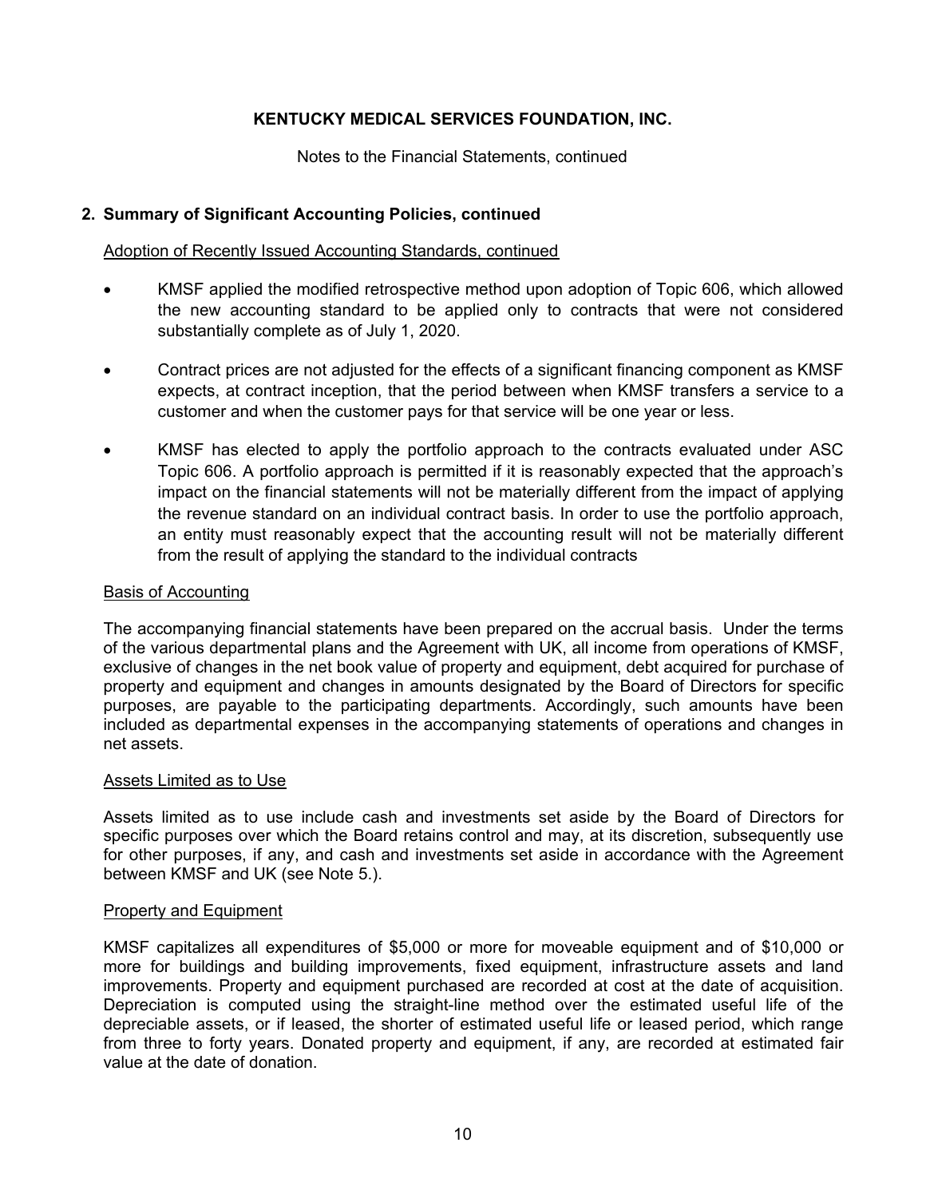KENTUCKY MEDICAL SERVICES FOUNDATION, INC.

Notes to the Financial Statements, continued

## 2. Summary of Significant Accounting Policies, continued

Adoption of Recently Issued Accounting Standards, continued

- KMSF applied the modified retrospective method upon adoption of Topic 606, which allowed the new accounting standard to be applied only to contracts that were not considered substantially complete as of July 1, 2020.
- Contract prices are not adjusted for the effects of a significant financing component as KMSF expects, at contract inception, that the period between when KMSF transfers a service to a customer and when the customer pays for that service will be one year or less.
- KMSF has elected to apply the portfolio approach to the contracts evaluated under ASC Topic 606. A portfolio approach is permitted if it is reasonably expected that the approach's impact on the financial statements will not be materially different from the impact of applying the revenue standard on an individual contract basis. In order to use the portfolio approach, an entity must reasonably expect that the accounting result will not be materially different from the result of applying the standard to the individual contracts

Basis of Accounting

The accompanying financial statements have been prepared on the accrual basis. Under the terms of the various departmental plans and the Agreement with UK, all income from operations of KMSF, exclusive of changes in the net book value of property and equipment, debt acquired for purchase of property and equipment and changes in amounts designated by the Board of Directors for specific purposes, are payable to the participating departments. Accordingly, such amounts have been included as departmental expenses in the accompanying statements of operations and changes in net assets.

Assets Limited as to Use

Assets limited as to use include cash and investments set aside by the Board of Directors for specific purposes over which the Board retains control and may, at its discretion, subsequently use for other purposes, if any, and cash and investments set aside in accordance with the Agreement between KMSF and UK (see Note 5.).

Property and Equipment

KMSF capitalizes all expenditures of $5,000 or more for moveable equipment and of $10,000 or more for buildings and building improvements, fixed equipment, infrastructure assets and land improvements. Property and equipment purchased are recorded at cost at the date of acquisition. Depreciation is computed using the straight-line method over the estimated useful life of the depreciable assets, or if leased, the shorter of estimated useful life or leased period, which range from three to forty years. Donated property and equipment, if any, are recorded at estimated fair value at the date of donation.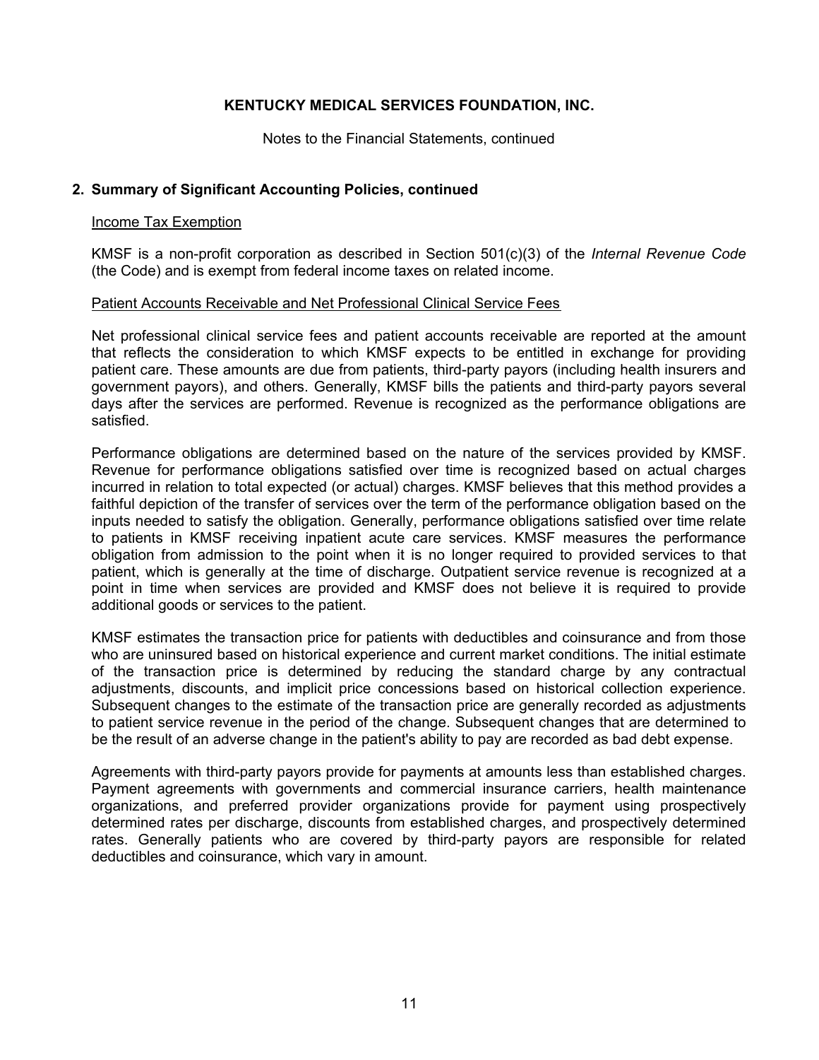**KENTUCKY MEDICAL SERVICES FOUNDATION, INC.**

Notes to the Financial Statements, continued

## 2. Summary of Significant Accounting Policies, continued

Income Tax Exemption

KMSF is a non-profit corporation as described in Section 501(c)(3) of the *Internal Revenue Code* (the Code) and is exempt from federal income taxes on related income.

Patient Accounts Receivable and Net Professional Clinical Service Fees

Net professional clinical service fees and patient accounts receivable are reported at the amount that reflects the consideration to which KMSF expects to be entitled in exchange for providing patient care. These amounts are due from patients, third-party payors (including health insurers and government payors), and others. Generally, KMSF bills the patients and third-party payors several days after the services are performed. Revenue is recognized as the performance obligations are satisfied.

Performance obligations are determined based on the nature of the services provided by KMSF. Revenue for performance obligations satisfied over time is recognized based on actual charges incurred in relation to total expected (or actual) charges. KMSF believes that this method provides a faithful depiction of the transfer of services over the term of the performance obligation based on the inputs needed to satisfy the obligation. Generally, performance obligations satisfied over time relate to patients in KMSF receiving inpatient acute care services. KMSF measures the performance obligation from admission to the point when it is no longer required to provided services to that patient, which is generally at the time of discharge. Outpatient service revenue is recognized at a point in time when services are provided and KMSF does not believe it is required to provide additional goods or services to the patient.

KMSF estimates the transaction price for patients with deductibles and coinsurance and from those who are uninsured based on historical experience and current market conditions. The initial estimate of the transaction price is determined by reducing the standard charge by any contractual adjustments, discounts, and implicit price concessions based on historical collection experience. Subsequent changes to the estimate of the transaction price are generally recorded as adjustments to patient service revenue in the period of the change. Subsequent changes that are determined to be the result of an adverse change in the patient's ability to pay are recorded as bad debt expense.

Agreements with third-party payors provide for payments at amounts less than established charges. Payment agreements with governments and commercial insurance carriers, health maintenance organizations, and preferred provider organizations provide for payment using prospectively determined rates per discharge, discounts from established charges, and prospectively determined rates. Generally patients who are covered by third-party payors are responsible for related deductibles and coinsurance, which vary in amount.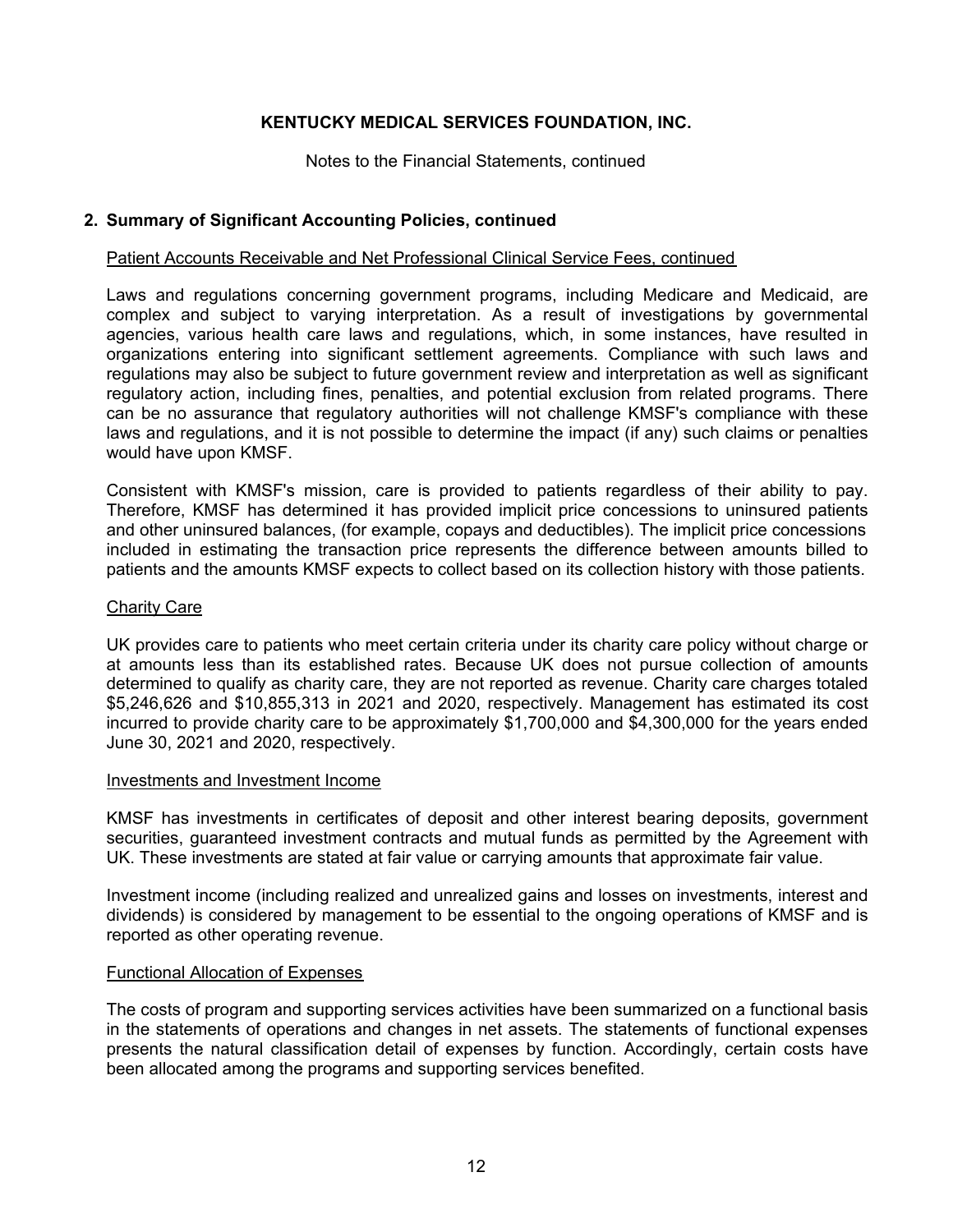**KENTUCKY MEDICAL SERVICES FOUNDATION, INC.**

Notes to the Financial Statements, continued

## 2. Summary of Significant Accounting Policies, continued

### Patient Accounts Receivable and Net Professional Clinical Service Fees, continued

Laws and regulations concerning government programs, including Medicare and Medicaid, are complex and subject to varying interpretation. As a result of investigations by governmental agencies, various health care laws and regulations, which, in some instances, have resulted in organizations entering into significant settlement agreements. Compliance with such laws and regulations may also be subject to future government review and interpretation as well as significant regulatory action, including fines, penalties, and potential exclusion from related programs. There can be no assurance that regulatory authorities will not challenge KMSF's compliance with these laws and regulations, and it is not possible to determine the impact (if any) such claims or penalties would have upon KMSF.

Consistent with KMSF's mission, care is provided to patients regardless of their ability to pay. Therefore, KMSF has determined it has provided implicit price concessions to uninsured patients and other uninsured balances, (for example, copays and deductibles). The implicit price concessions included in estimating the transaction price represents the difference between amounts billed to patients and the amounts KMSF expects to collect based on its collection history with those patients.

### Charity Care

UK provides care to patients who meet certain criteria under its charity care policy without charge or at amounts less than its established rates. Because UK does not pursue collection of amounts determined to qualify as charity care, they are not reported as revenue. Charity care charges totaled $5,246,626 and $10,855,313 in 2021 and 2020, respectively. Management has estimated its cost incurred to provide charity care to be approximately $1,700,000 and $4,300,000 for the years ended June 30, 2021 and 2020, respectively.

### Investments and Investment Income

KMSF has investments in certificates of deposit and other interest bearing deposits, government securities, guaranteed investment contracts and mutual funds as permitted by the Agreement with UK. These investments are stated at fair value or carrying amounts that approximate fair value.

Investment income (including realized and unrealized gains and losses on investments, interest and dividends) is considered by management to be essential to the ongoing operations of KMSF and is reported as other operating revenue.

### Functional Allocation of Expenses

The costs of program and supporting services activities have been summarized on a functional basis in the statements of operations and changes in net assets. The statements of functional expenses presents the natural classification detail of expenses by function. Accordingly, certain costs have been allocated among the programs and supporting services benefited.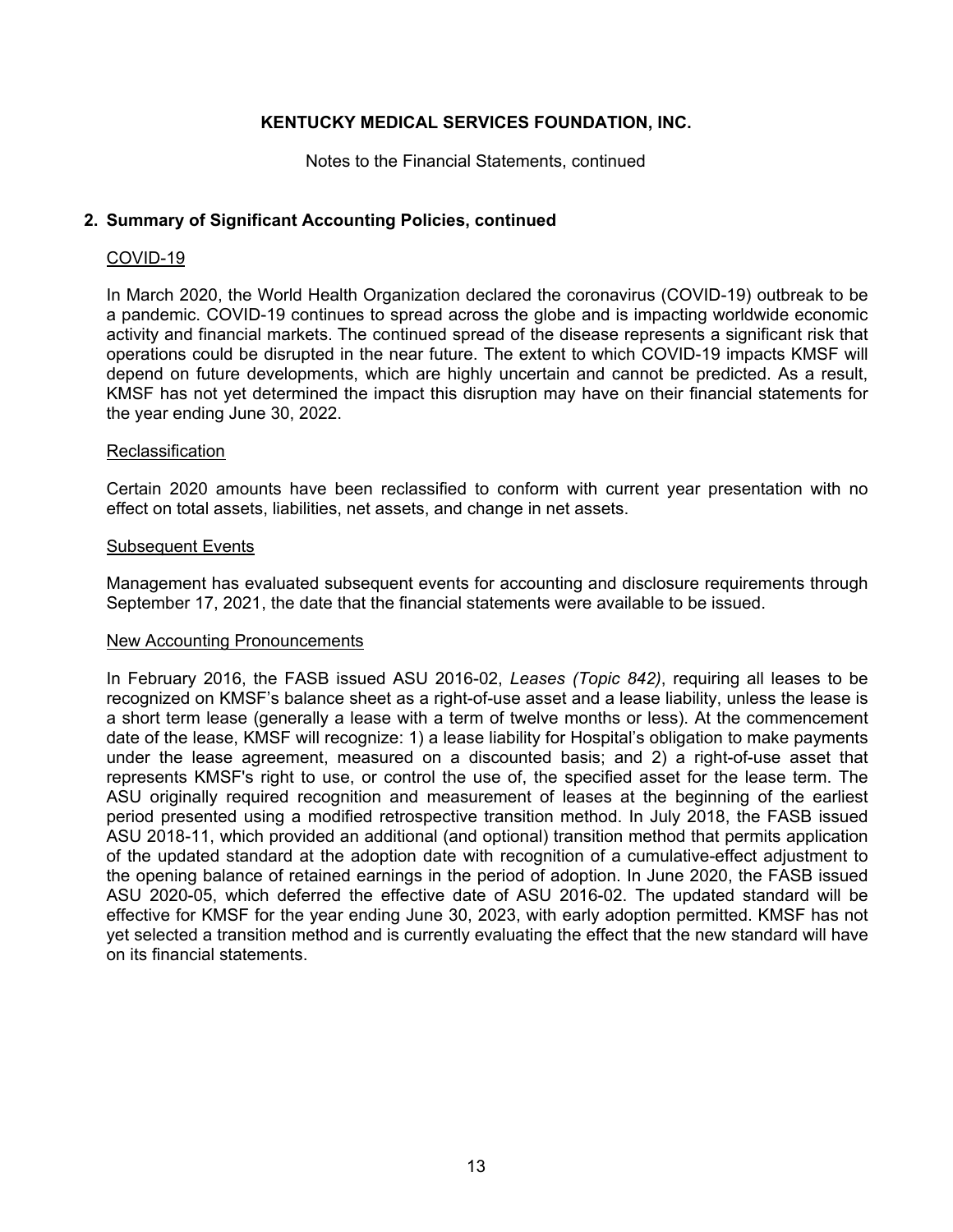# KENTUCKY MEDICAL SERVICES FOUNDATION, INC.

Notes to the Financial Statements, continued

## 2. Summary of Significant Accounting Policies, continued

### COVID-19

In March 2020, the World Health Organization declared the coronavirus (COVID-19) outbreak to be a pandemic. COVID-19 continues to spread across the globe and is impacting worldwide economic activity and financial markets. The continued spread of the disease represents a significant risk that operations could be disrupted in the near future. The extent to which COVID-19 impacts KMSF will depend on future developments, which are highly uncertain and cannot be predicted. As a result, KMSF has not yet determined the impact this disruption may have on their financial statements for the year ending June 30, 2022.

### Reclassification

Certain 2020 amounts have been reclassified to conform with current year presentation with no effect on total assets, liabilities, net assets, and change in net assets.

### Subsequent Events

Management has evaluated subsequent events for accounting and disclosure requirements through September 17, 2021, the date that the financial statements were available to be issued.

### New Accounting Pronouncements

In February 2016, the FASB issued ASU 2016-02, *Leases (Topic 842)*, requiring all leases to be recognized on KMSF's balance sheet as a right-of-use asset and a lease liability, unless the lease is a short term lease (generally a lease with a term of twelve months or less). At the commencement date of the lease, KMSF will recognize: 1) a lease liability for Hospital's obligation to make payments under the lease agreement, measured on a discounted basis; and 2) a right-of-use asset that represents KMSF's right to use, or control the use of, the specified asset for the lease term. The ASU originally required recognition and measurement of leases at the beginning of the earliest period presented using a modified retrospective transition method. In July 2018, the FASB issued ASU 2018-11, which provided an additional (and optional) transition method that permits application of the updated standard at the adoption date with recognition of a cumulative-effect adjustment to the opening balance of retained earnings in the period of adoption. In June 2020, the FASB issued ASU 2020-05, which deferred the effective date of ASU 2016-02. The updated standard will be effective for KMSF for the year ending June 30, 2023, with early adoption permitted. KMSF has not yet selected a transition method and is currently evaluating the effect that the new standard will have on its financial statements.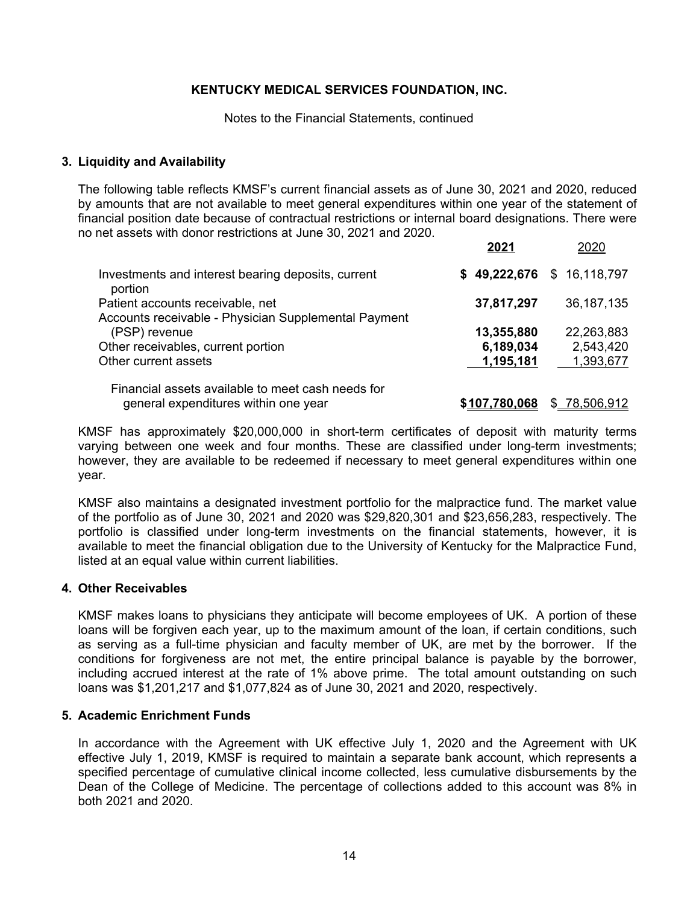**KENTUCKY MEDICAL SERVICES FOUNDATION, INC.**

Notes to the Financial Statements, continued

### 3. Liquidity and Availability

The following table reflects KMSF's current financial assets as of June 30, 2021 and 2020, reduced by amounts that are not available to meet general expenditures within one year of the statement of financial position date because of contractual restrictions or internal board designations. There were no net assets with donor restrictions at June 30, 2021 and 2020.

| | **2021** | 2020 |
|---|---|---|
| Investments and interest bearing deposits, current portion | **$ 49,222,676** | $ 16,118,797 |
| Patient accounts receivable, net | **37,817,297** | 36,187,135 |
| Accounts receivable - Physician Supplemental Payment (PSP) revenue | **13,355,880** | 22,263,883 |
| Other receivables, current portion | **6,189,034** | 2,543,420 |
| Other current assets | **1,195,181** | 1,393,677 |
| Financial assets available to meet cash needs for general expenditures within one year | **$107,780,068** | $ 78,506,912 |

KMSF has approximately $20,000,000 in short-term certificates of deposit with maturity terms varying between one week and four months. These are classified under long-term investments; however, they are available to be redeemed if necessary to meet general expenditures within one year.

KMSF also maintains a designated investment portfolio for the malpractice fund. The market value of the portfolio as of June 30, 2021 and 2020 was $29,820,301 and $23,656,283, respectively. The portfolio is classified under long-term investments on the financial statements, however, it is available to meet the financial obligation due to the University of Kentucky for the Malpractice Fund, listed at an equal value within current liabilities.

### 4. Other Receivables

KMSF makes loans to physicians they anticipate will become employees of UK. A portion of these loans will be forgiven each year, up to the maximum amount of the loan, if certain conditions, such as serving as a full-time physician and faculty member of UK, are met by the borrower. If the conditions for forgiveness are not met, the entire principal balance is payable by the borrower, including accrued interest at the rate of 1% above prime. The total amount outstanding on such loans was $1,201,217 and $1,077,824 as of June 30, 2021 and 2020, respectively.

### 5. Academic Enrichment Funds

In accordance with the Agreement with UK effective July 1, 2020 and the Agreement with UK effective July 1, 2019, KMSF is required to maintain a separate bank account, which represents a specified percentage of cumulative clinical income collected, less cumulative disbursements by the Dean of the College of Medicine. The percentage of collections added to this account was 8% in both 2021 and 2020.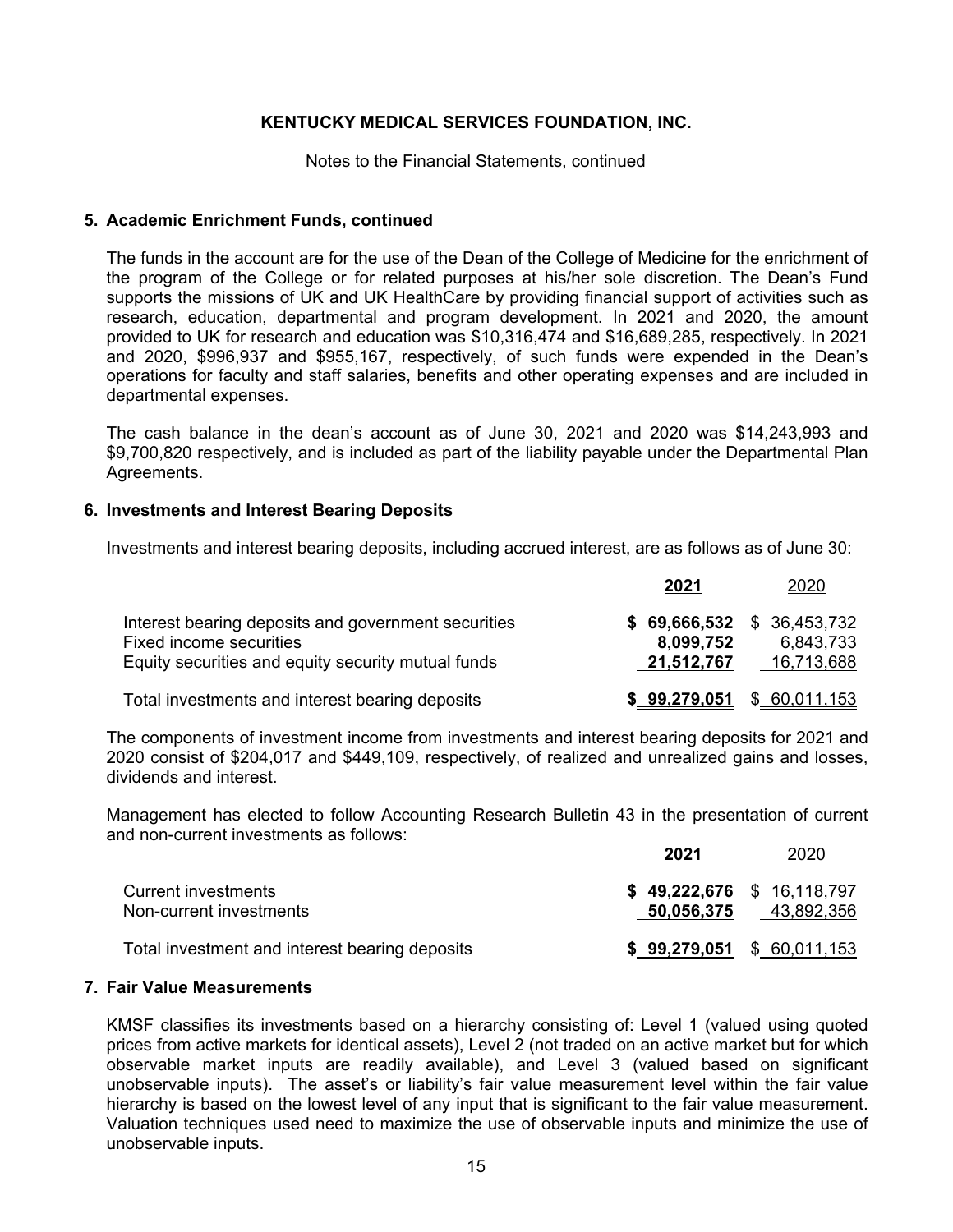**KENTUCKY MEDICAL SERVICES FOUNDATION, INC.**

Notes to the Financial Statements, continued

## 5. Academic Enrichment Funds, continued

The funds in the account are for the use of the Dean of the College of Medicine for the enrichment of the program of the College or for related purposes at his/her sole discretion. The Dean's Fund supports the missions of UK and UK HealthCare by providing financial support of activities such as research, education, departmental and program development. In 2021 and 2020, the amount provided to UK for research and education was $10,316,474 and $16,689,285, respectively. In 2021 and 2020, $996,937 and $955,167, respectively, of such funds were expended in the Dean's operations for faculty and staff salaries, benefits and other operating expenses and are included in departmental expenses.

The cash balance in the dean's account as of June 30, 2021 and 2020 was $14,243,993 and $9,700,820 respectively, and is included as part of the liability payable under the Departmental Plan Agreements.

## 6. Investments and Interest Bearing Deposits

Investments and interest bearing deposits, including accrued interest, are as follows as of June 30:

| | **2021** | 2020 |
|---|---|---|
| Interest bearing deposits and government securities | **$ 69,666,532** | $ 36,453,732 |
| Fixed income securities | **8,099,752** | 6,843,733 |
| Equity securities and equity security mutual funds | **21,512,767** | 16,713,688 |
| Total investments and interest bearing deposits | **$ 99,279,051** | $ 60,011,153 |

The components of investment income from investments and interest bearing deposits for 2021 and 2020 consist of $204,017 and $449,109, respectively, of realized and unrealized gains and losses, dividends and interest.

Management has elected to follow Accounting Research Bulletin 43 in the presentation of current and non-current investments as follows:

| | **2021** | 2020 |
|---|---|---|
| Current investments | **$ 49,222,676** | $ 16,118,797 |
| Non-current investments | **50,056,375** | 43,892,356 |
| Total investment and interest bearing deposits | **$ 99,279,051** | $ 60,011,153 |

## 7. Fair Value Measurements

KMSF classifies its investments based on a hierarchy consisting of: Level 1 (valued using quoted prices from active markets for identical assets), Level 2 (not traded on an active market but for which observable market inputs are readily available), and Level 3 (valued based on significant unobservable inputs). The asset's or liability's fair value measurement level within the fair value hierarchy is based on the lowest level of any input that is significant to the fair value measurement. Valuation techniques used need to maximize the use of observable inputs and minimize the use of unobservable inputs.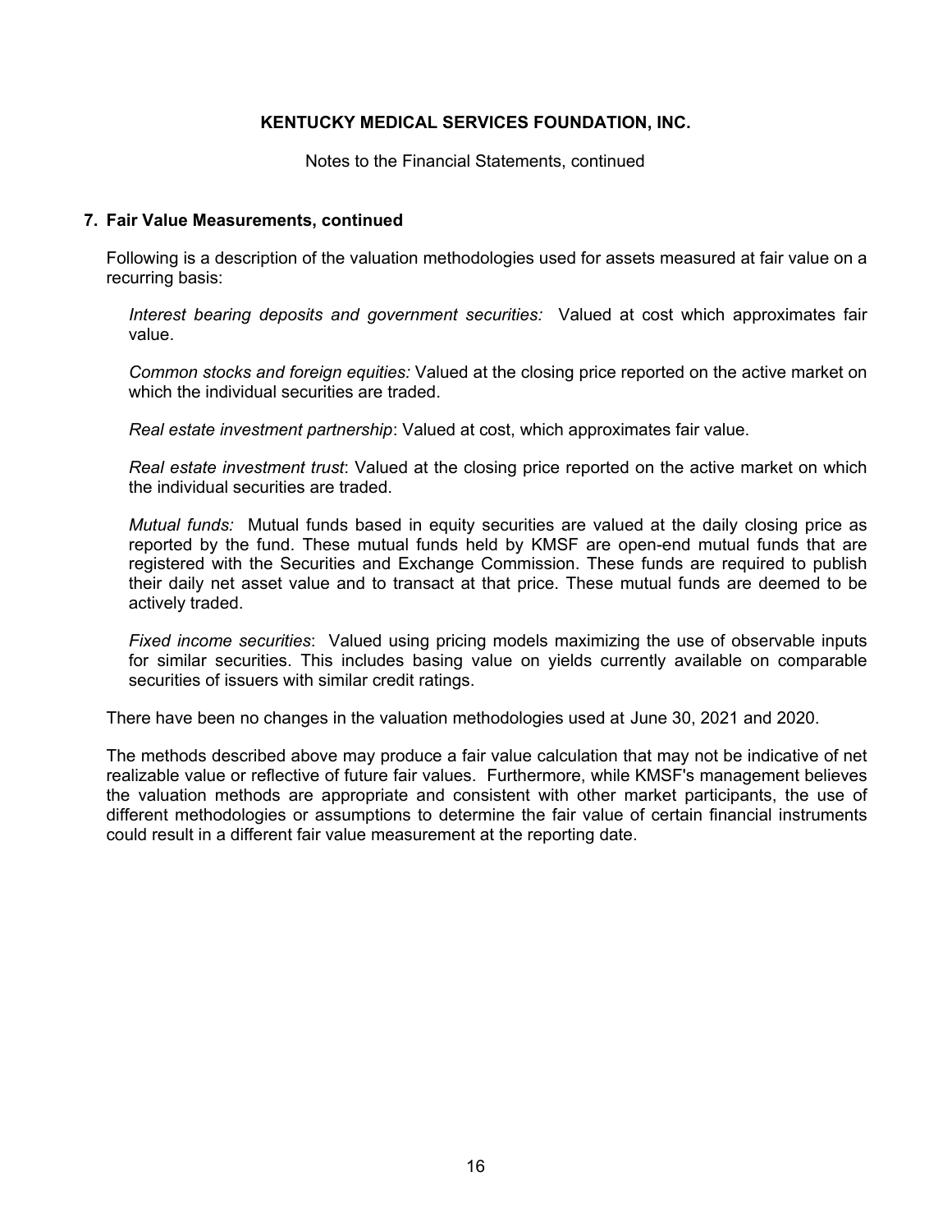**KENTUCKY MEDICAL SERVICES FOUNDATION, INC.**

Notes to the Financial Statements, continued

## 7. Fair Value Measurements, continued

Following is a description of the valuation methodologies used for assets measured at fair value on a recurring basis:

*Interest bearing deposits and government securities:* Valued at cost which approximates fair value.

*Common stocks and foreign equities:* Valued at the closing price reported on the active market on which the individual securities are traded.

*Real estate investment partnership*: Valued at cost, which approximates fair value.

*Real estate investment trust*: Valued at the closing price reported on the active market on which the individual securities are traded.

*Mutual funds:* Mutual funds based in equity securities are valued at the daily closing price as reported by the fund. These mutual funds held by KMSF are open-end mutual funds that are registered with the Securities and Exchange Commission. These funds are required to publish their daily net asset value and to transact at that price. These mutual funds are deemed to be actively traded.

*Fixed income securities*: Valued using pricing models maximizing the use of observable inputs for similar securities. This includes basing value on yields currently available on comparable securities of issuers with similar credit ratings.

There have been no changes in the valuation methodologies used at June 30, 2021 and 2020.

The methods described above may produce a fair value calculation that may not be indicative of net realizable value or reflective of future fair values. Furthermore, while KMSF's management believes the valuation methods are appropriate and consistent with other market participants, the use of different methodologies or assumptions to determine the fair value of certain financial instruments could result in a different fair value measurement at the reporting date.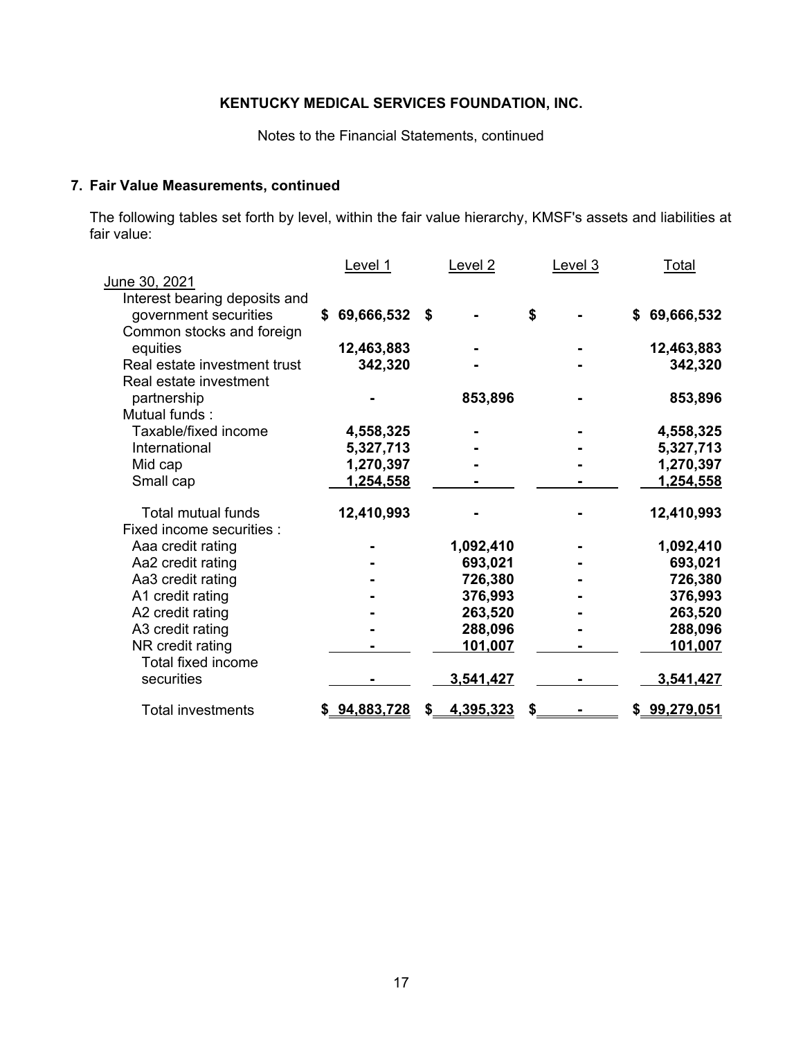**KENTUCKY MEDICAL SERVICES FOUNDATION, INC.**

Notes to the Financial Statements, continued

## 7. Fair Value Measurements, continued

The following tables set forth by level, within the fair value hierarchy, KMSF's assets and liabilities at fair value:

| | Level 1 | Level 2 | Level 3 | Total |
|---|---|---|---|---|
| June 30, 2021 | | | | |
| Interest bearing deposits and government securities | $ 69,666,532 | $ - | $ - | $ 69,666,532 |
| Common stocks and foreign equities | 12,463,883 | - | - | 12,463,883 |
| Real estate investment trust | 342,320 | - | - | 342,320 |
| Real estate investment partnership | - | 853,896 | - | 853,896 |
| Mutual funds : | | | | |
| Taxable/fixed income | 4,558,325 | - | - | 4,558,325 |
| International | 5,327,713 | - | - | 5,327,713 |
| Mid cap | 1,270,397 | - | - | 1,270,397 |
| Small cap | 1,254,558 | - | - | 1,254,558 |
| Total mutual funds | 12,410,993 | - | - | 12,410,993 |
| Fixed income securities : | | | | |
| Aaa credit rating | - | 1,092,410 | - | 1,092,410 |
| Aa2 credit rating | - | 693,021 | - | 693,021 |
| Aa3 credit rating | - | 726,380 | - | 726,380 |
| A1 credit rating | - | 376,993 | - | 376,993 |
| A2 credit rating | - | 263,520 | - | 263,520 |
| A3 credit rating | - | 288,096 | - | 288,096 |
| NR credit rating | - | 101,007 | - | 101,007 |
| Total fixed income securities | - | 3,541,427 | - | 3,541,427 |
| Total investments | $ 94,883,728 | $ 4,395,323 | $ - | $ 99,279,051 |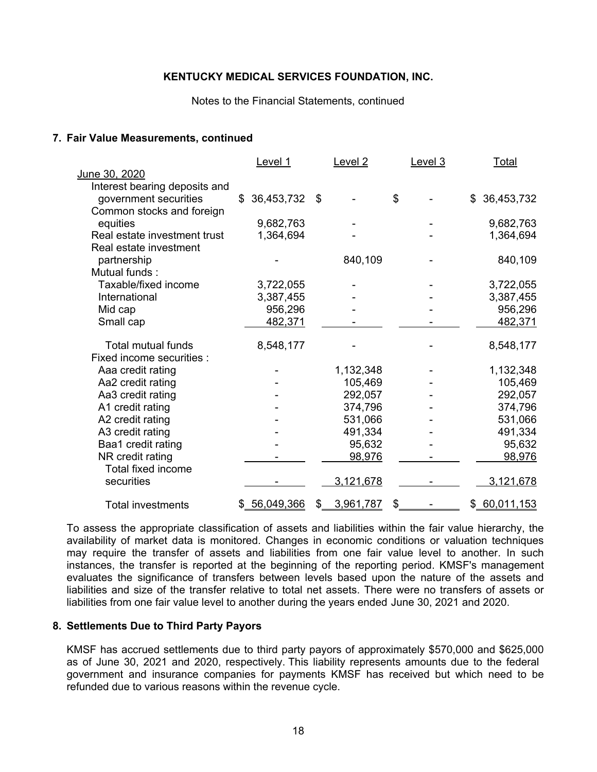**KENTUCKY MEDICAL SERVICES FOUNDATION, INC.**

Notes to the Financial Statements, continued

**7. Fair Value Measurements, continued**

| | Level 1 | Level 2 | Level 3 | Total |
|---|---|---|---|---|
| June 30, 2020 | | | | |
| Interest bearing deposits and government securities | $ 36,453,732 | $ - | $ - | $ 36,453,732 |
| Common stocks and foreign equities | 9,682,763 | - | - | 9,682,763 |
| Real estate investment trust | 1,364,694 | - | - | 1,364,694 |
| Real estate investment partnership | - | 840,109 | - | 840,109 |
| Mutual funds : | | | | |
| Taxable/fixed income | 3,722,055 | - | - | 3,722,055 |
| International | 3,387,455 | - | - | 3,387,455 |
| Mid cap | 956,296 | - | - | 956,296 |
| Small cap | 482,371 | - | - | 482,371 |
| Total mutual funds | 8,548,177 | - | - | 8,548,177 |
| Fixed income securities : | | | | |
| Aaa credit rating | - | 1,132,348 | - | 1,132,348 |
| Aa2 credit rating | - | 105,469 | - | 105,469 |
| Aa3 credit rating | - | 292,057 | - | 292,057 |
| A1 credit rating | - | 374,796 | - | 374,796 |
| A2 credit rating | - | 531,066 | - | 531,066 |
| A3 credit rating | - | 491,334 | - | 491,334 |
| Baa1 credit rating | - | 95,632 | - | 95,632 |
| NR credit rating | - | 98,976 | - | 98,976 |
| Total fixed income securities | - | 3,121,678 | - | 3,121,678 |
| Total investments | $ 56,049,366 | $ 3,961,787 | $ - | $ 60,011,153 |

To assess the appropriate classification of assets and liabilities within the fair value hierarchy, the availability of market data is monitored. Changes in economic conditions or valuation techniques may require the transfer of assets and liabilities from one fair value level to another. In such instances, the transfer is reported at the beginning of the reporting period. KMSF's management evaluates the significance of transfers between levels based upon the nature of the assets and liabilities and size of the transfer relative to total net assets. There were no transfers of assets or liabilities from one fair value level to another during the years ended June 30, 2021 and 2020.

**8. Settlements Due to Third Party Payors**

KMSF has accrued settlements due to third party payors of approximately $570,000 and $625,000 as of June 30, 2021 and 2020, respectively. This liability represents amounts due to the federal government and insurance companies for payments KMSF has received but which need to be refunded due to various reasons within the revenue cycle.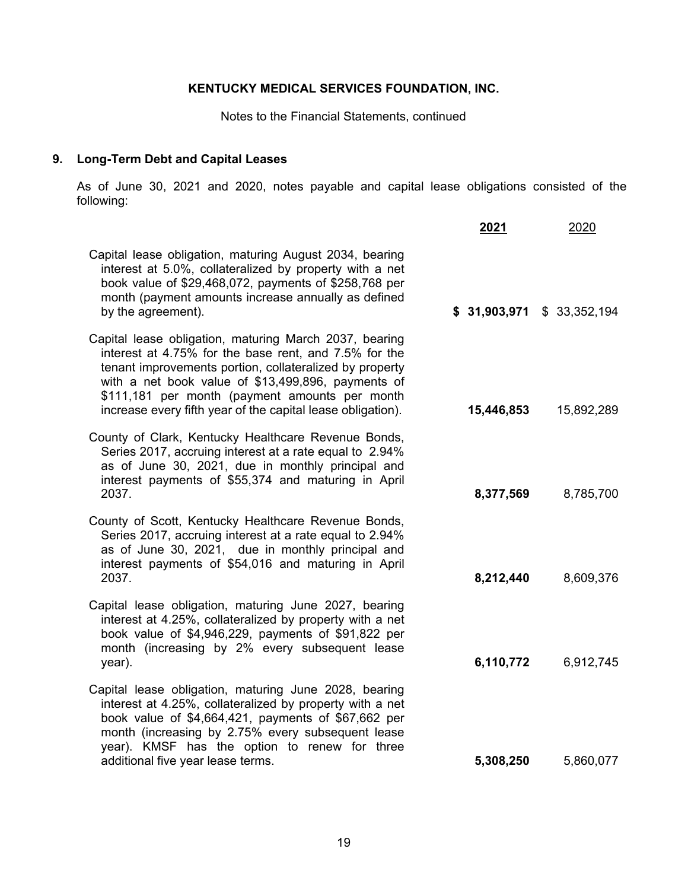**KENTUCKY MEDICAL SERVICES FOUNDATION, INC.**

Notes to the Financial Statements, continued

## 9. Long-Term Debt and Capital Leases

As of June 30, 2021 and 2020, notes payable and capital lease obligations consisted of the following:

| | **2021** | 2020 |
|---|---|---|
| Capital lease obligation, maturing August 2034, bearing interest at 5.0%, collateralized by property with a net book value of $29,468,072, payments of $258,768 per month (payment amounts increase annually as defined by the agreement). | **$ 31,903,971** | $ 33,352,194 |
| Capital lease obligation, maturing March 2037, bearing interest at 4.75% for the base rent, and 7.5% for the tenant improvements portion, collateralized by property with a net book value of $13,499,896, payments of $111,181 per month (payment amounts per month increase every fifth year of the capital lease obligation). | **15,446,853** | 15,892,289 |
| County of Clark, Kentucky Healthcare Revenue Bonds, Series 2017, accruing interest at a rate equal to 2.94% as of June 30, 2021, due in monthly principal and interest payments of $55,374 and maturing in April 2037. | **8,377,569** | 8,785,700 |
| County of Scott, Kentucky Healthcare Revenue Bonds, Series 2017, accruing interest at a rate equal to 2.94% as of June 30, 2021, due in monthly principal and interest payments of $54,016 and maturing in April 2037. | **8,212,440** | 8,609,376 |
| Capital lease obligation, maturing June 2027, bearing interest at 4.25%, collateralized by property with a net book value of $4,946,229, payments of $91,822 per month (increasing by 2% every subsequent lease year). | **6,110,772** | 6,912,745 |
| Capital lease obligation, maturing June 2028, bearing interest at 4.25%, collateralized by property with a net book value of $4,664,421, payments of $67,662 per month (increasing by 2.75% every subsequent lease year). KMSF has the option to renew for three additional five year lease terms. | **5,308,250** | 5,860,077 |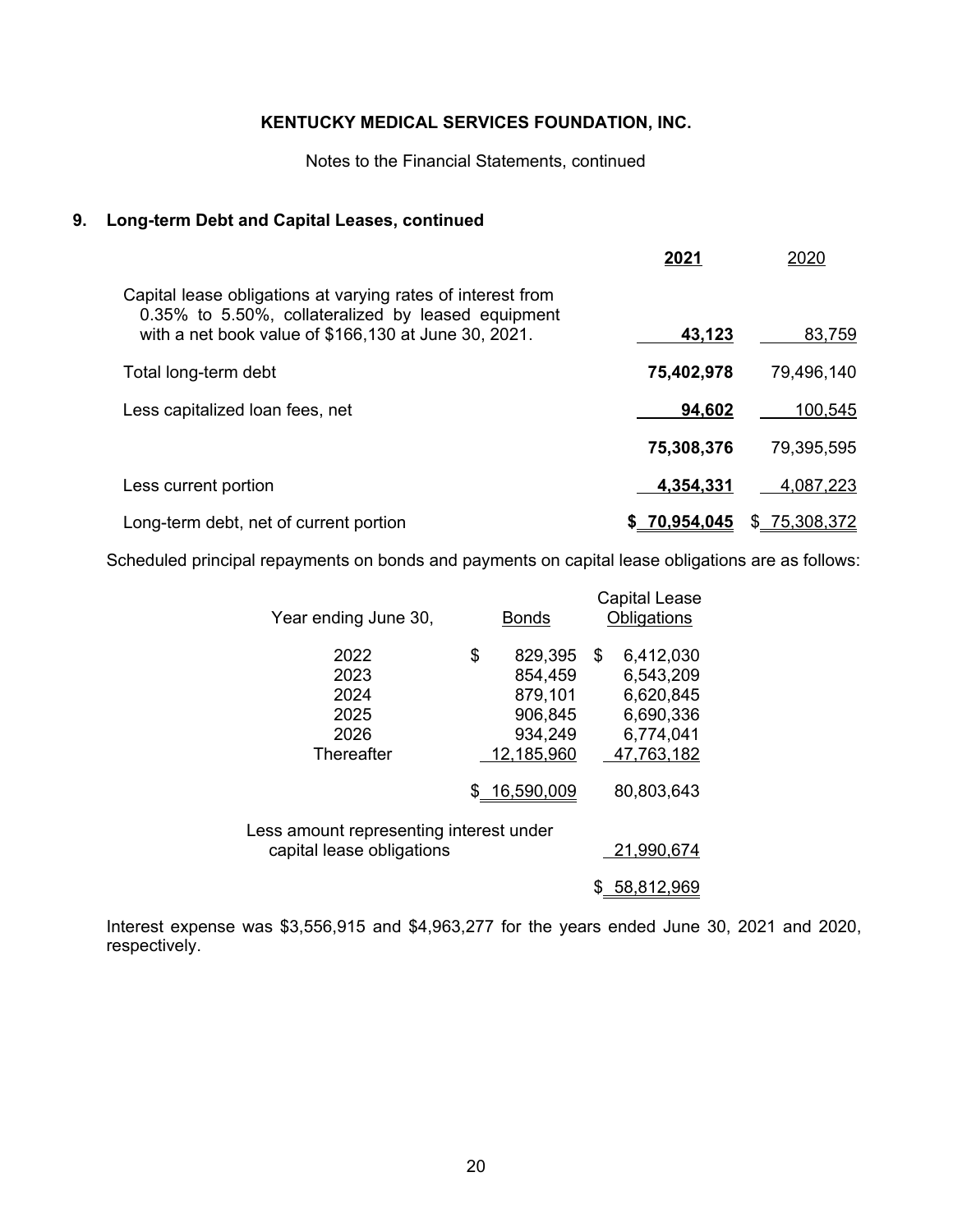**KENTUCKY MEDICAL SERVICES FOUNDATION, INC.**

Notes to the Financial Statements, continued

## 9. Long-term Debt and Capital Leases, continued

| | **2021** | 2020 |
|---|---|---|
| Capital lease obligations at varying rates of interest from 0.35% to 5.50%, collateralized by leased equipment with a net book value of $166,130 at June 30, 2021. | **43,123** | 83,759 |
| Total long-term debt | **75,402,978** | 79,496,140 |
| Less capitalized loan fees, net | **94,602** | 100,545 |
| | **75,308,376** | 79,395,595 |
| Less current portion | **4,354,331** | 4,087,223 |
| Long-term debt, net of current portion | **$ 70,954,045** | $ 75,308,372 |

Scheduled principal repayments on bonds and payments on capital lease obligations are as follows:

| Year ending June 30, | Bonds | Capital Lease Obligations |
|---|---|---|
| 2022 | $ 829,395 | $ 6,412,030 |
| 2023 | 854,459 | 6,543,209 |
| 2024 | 879,101 | 6,620,845 |
| 2025 | 906,845 | 6,690,336 |
| 2026 | 934,249 | 6,774,041 |
| Thereafter | 12,185,960 | 47,763,182 |
| | $ 16,590,009 | 80,803,643 |
| Less amount representing interest under capital lease obligations | | 21,990,674 |
| | | $ 58,812,969 |

Interest expense was $3,556,915 and $4,963,277 for the years ended June 30, 2021 and 2020, respectively.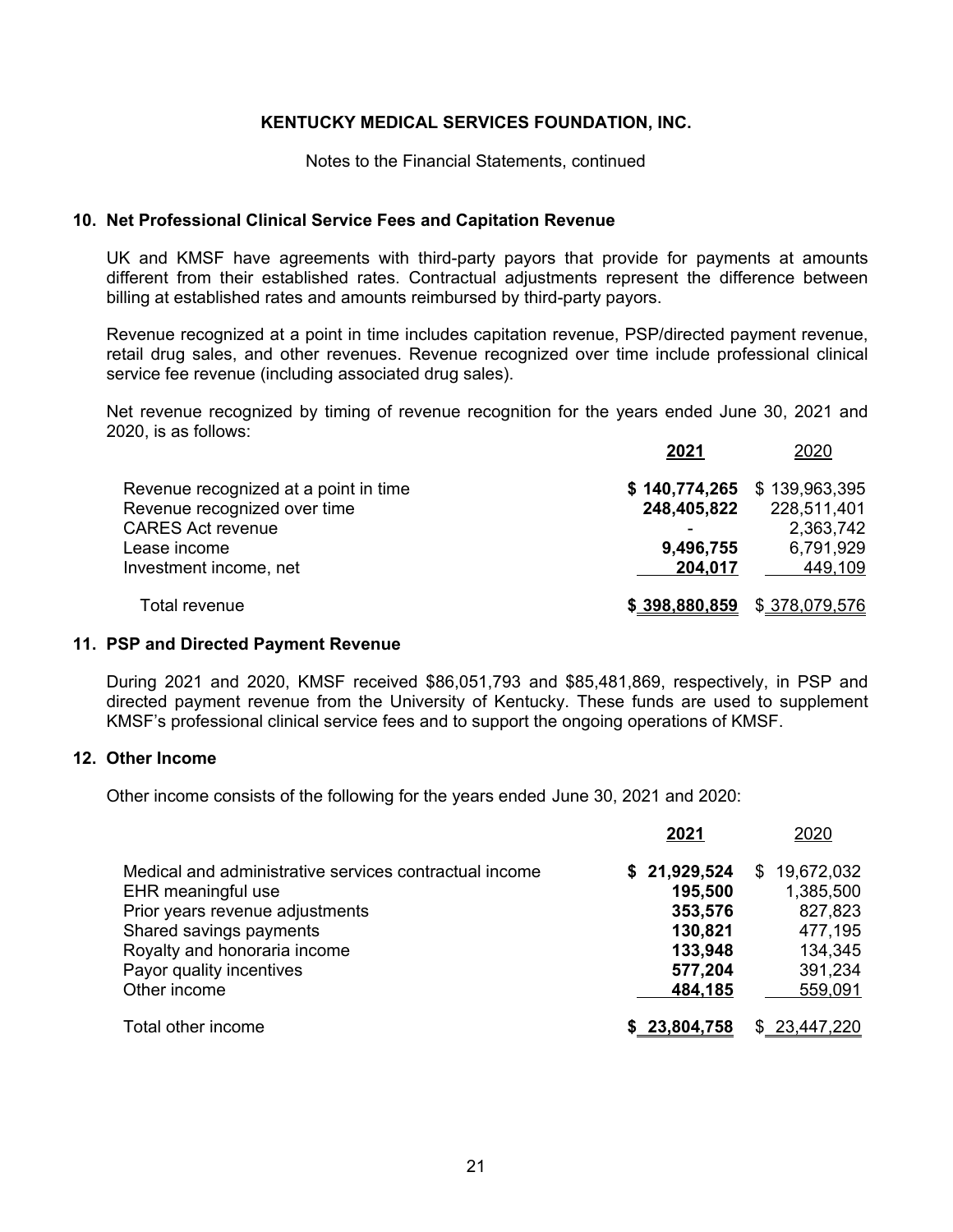**KENTUCKY MEDICAL SERVICES FOUNDATION, INC.**

Notes to the Financial Statements, continued

## 10. Net Professional Clinical Service Fees and Capitation Revenue

UK and KMSF have agreements with third-party payors that provide for payments at amounts different from their established rates. Contractual adjustments represent the difference between billing at established rates and amounts reimbursed by third-party payors.

Revenue recognized at a point in time includes capitation revenue, PSP/directed payment revenue, retail drug sales, and other revenues. Revenue recognized over time include professional clinical service fee revenue (including associated drug sales).

Net revenue recognized by timing of revenue recognition for the years ended June 30, 2021 and 2020, is as follows:

| | **2021** | 2020 |
|---|---|---|
| Revenue recognized at a point in time | **$ 140,774,265** | $ 139,963,395 |
| Revenue recognized over time | **248,405,822** | 228,511,401 |
| CARES Act revenue | **-** | 2,363,742 |
| Lease income | **9,496,755** | 6,791,929 |
| Investment income, net | **204,017** | 449,109 |
| Total revenue | **$ 398,880,859** | $ 378,079,576 |

## 11. PSP and Directed Payment Revenue

During 2021 and 2020, KMSF received $86,051,793 and $85,481,869, respectively, in PSP and directed payment revenue from the University of Kentucky. These funds are used to supplement KMSF's professional clinical service fees and to support the ongoing operations of KMSF.

## 12. Other Income

Other income consists of the following for the years ended June 30, 2021 and 2020:

| | **2021** | 2020 |
|---|---|---|
| Medical and administrative services contractual income | **$ 21,929,524** | $ 19,672,032 |
| EHR meaningful use | **195,500** | 1,385,500 |
| Prior years revenue adjustments | **353,576** | 827,823 |
| Shared savings payments | **130,821** | 477,195 |
| Royalty and honoraria income | **133,948** | 134,345 |
| Payor quality incentives | **577,204** | 391,234 |
| Other income | **484,185** | 559,091 |
| Total other income | **$ 23,804,758** | $ 23,447,220 |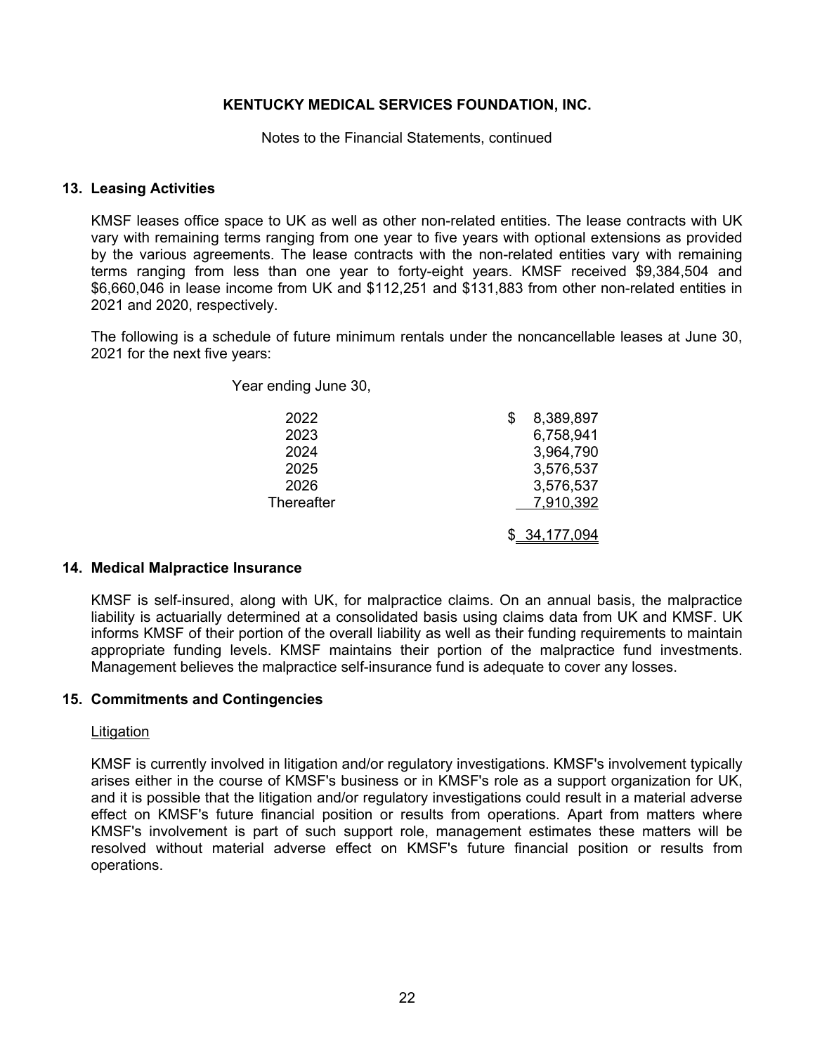# KENTUCKY MEDICAL SERVICES FOUNDATION, INC.

Notes to the Financial Statements, continued

## 13. Leasing Activities

KMSF leases office space to UK as well as other non-related entities. The lease contracts with UK vary with remaining terms ranging from one year to five years with optional extensions as provided by the various agreements. The lease contracts with the non-related entities vary with remaining terms ranging from less than one year to forty-eight years. KMSF received $9,384,504 and $6,660,046 in lease income from UK and $112,251 and $131,883 from other non-related entities in 2021 and 2020, respectively.

The following is a schedule of future minimum rentals under the noncancellable leases at June 30, 2021 for the next five years:

| Year ending June 30, | |
|---|---|
| 2022 | $ 8,389,897 |
| 2023 | 6,758,941 |
| 2024 | 3,964,790 |
| 2025 | 3,576,537 |
| 2026 | 3,576,537 |
| Thereafter | 7,910,392 |
| | $ 34,177,094 |

## 14. Medical Malpractice Insurance

KMSF is self-insured, along with UK, for malpractice claims. On an annual basis, the malpractice liability is actuarially determined at a consolidated basis using claims data from UK and KMSF. UK informs KMSF of their portion of the overall liability as well as their funding requirements to maintain appropriate funding levels. KMSF maintains their portion of the malpractice fund investments. Management believes the malpractice self-insurance fund is adequate to cover any losses.

## 15. Commitments and Contingencies

Litigation

KMSF is currently involved in litigation and/or regulatory investigations. KMSF's involvement typically arises either in the course of KMSF's business or in KMSF's role as a support organization for UK, and it is possible that the litigation and/or regulatory investigations could result in a material adverse effect on KMSF's future financial position or results from operations. Apart from matters where KMSF's involvement is part of such support role, management estimates these matters will be resolved without material adverse effect on KMSF's future financial position or results from operations.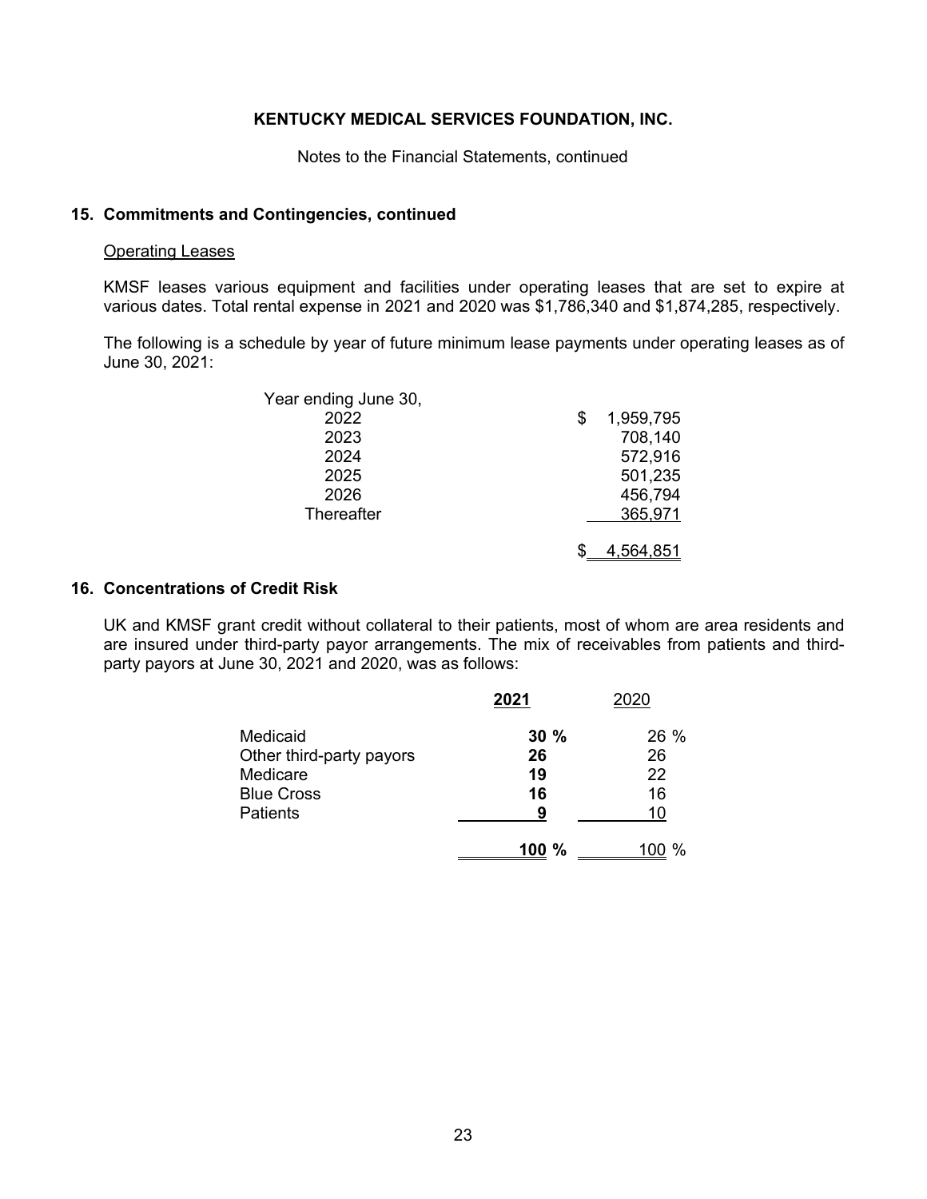**KENTUCKY MEDICAL SERVICES FOUNDATION, INC.**

Notes to the Financial Statements, continued

## 15. Commitments and Contingencies, continued

Operating Leases

KMSF leases various equipment and facilities under operating leases that are set to expire at various dates. Total rental expense in 2021 and 2020 was $1,786,340 and $1,874,285, respectively.

The following is a schedule by year of future minimum lease payments under operating leases as of June 30, 2021:

| Year ending June 30, | |
|---|---|
| 2022 | $ 1,959,795 |
| 2023 | 708,140 |
| 2024 | 572,916 |
| 2025 | 501,235 |
| 2026 | 456,794 |
| Thereafter | 365,971 |
| | $ 4,564,851 |

## 16. Concentrations of Credit Risk

UK and KMSF grant credit without collateral to their patients, most of whom are area residents and are insured under third-party payor arrangements. The mix of receivables from patients and third-party payors at June 30, 2021 and 2020, was as follows:

| | **2021** | 2020 |
|---|---|---|
| Medicaid | **30 %** | 26 % |
| Other third-party payors | **26** | 26 |
| Medicare | **19** | 22 |
| Blue Cross | **16** | 16 |
| Patients | **9** | 10 |
| | **100 %** | 100 % |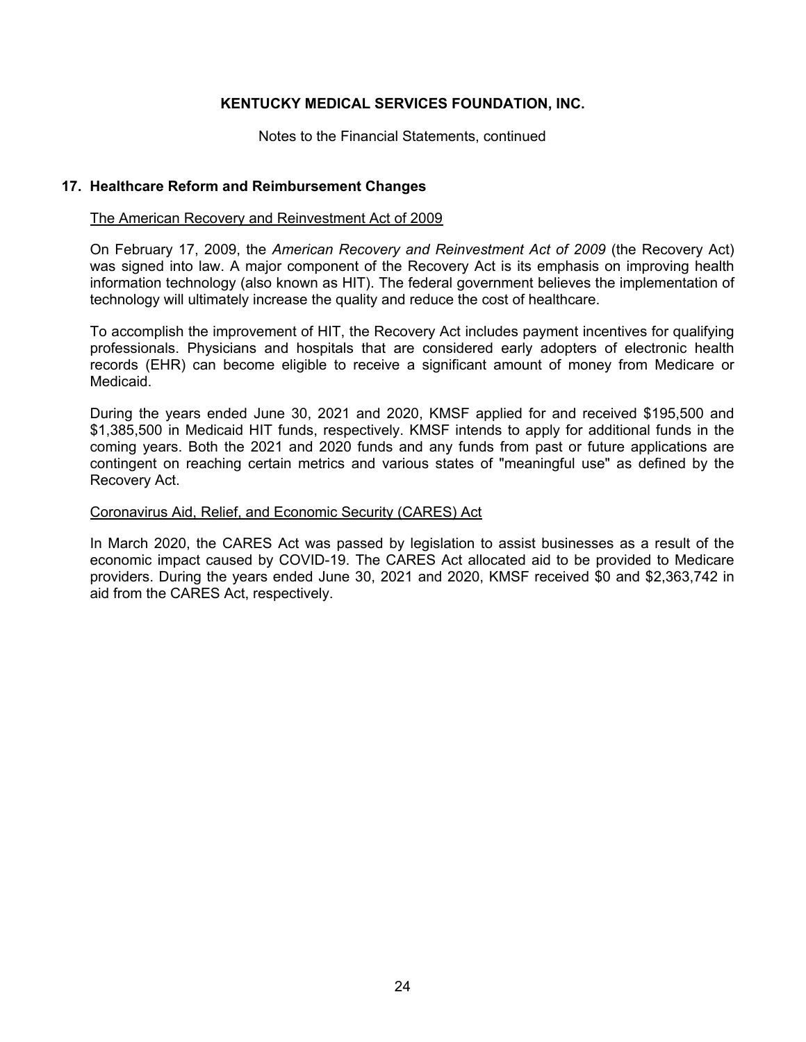## 17. Healthcare Reform and Reimbursement Changes

The American Recovery and Reinvestment Act of 2009

On February 17, 2009, the *American Recovery and Reinvestment Act of 2009* (the Recovery Act) was signed into law. A major component of the Recovery Act is its emphasis on improving health information technology (also known as HIT). The federal government believes the implementation of technology will ultimately increase the quality and reduce the cost of healthcare.

To accomplish the improvement of HIT, the Recovery Act includes payment incentives for qualifying professionals. Physicians and hospitals that are considered early adopters of electronic health records (EHR) can become eligible to receive a significant amount of money from Medicare or Medicaid.

During the years ended June 30, 2021 and 2020, KMSF applied for and received $195,500 and $1,385,500 in Medicaid HIT funds, respectively. KMSF intends to apply for additional funds in the coming years. Both the 2021 and 2020 funds and any funds from past or future applications are contingent on reaching certain metrics and various states of "meaningful use" as defined by the Recovery Act.

Coronavirus Aid, Relief, and Economic Security (CARES) Act

In March 2020, the CARES Act was passed by legislation to assist businesses as a result of the economic impact caused by COVID-19. The CARES Act allocated aid to be provided to Medicare providers. During the years ended June 30, 2021 and 2020, KMSF received $0 and $2,363,742 in aid from the CARES Act, respectively.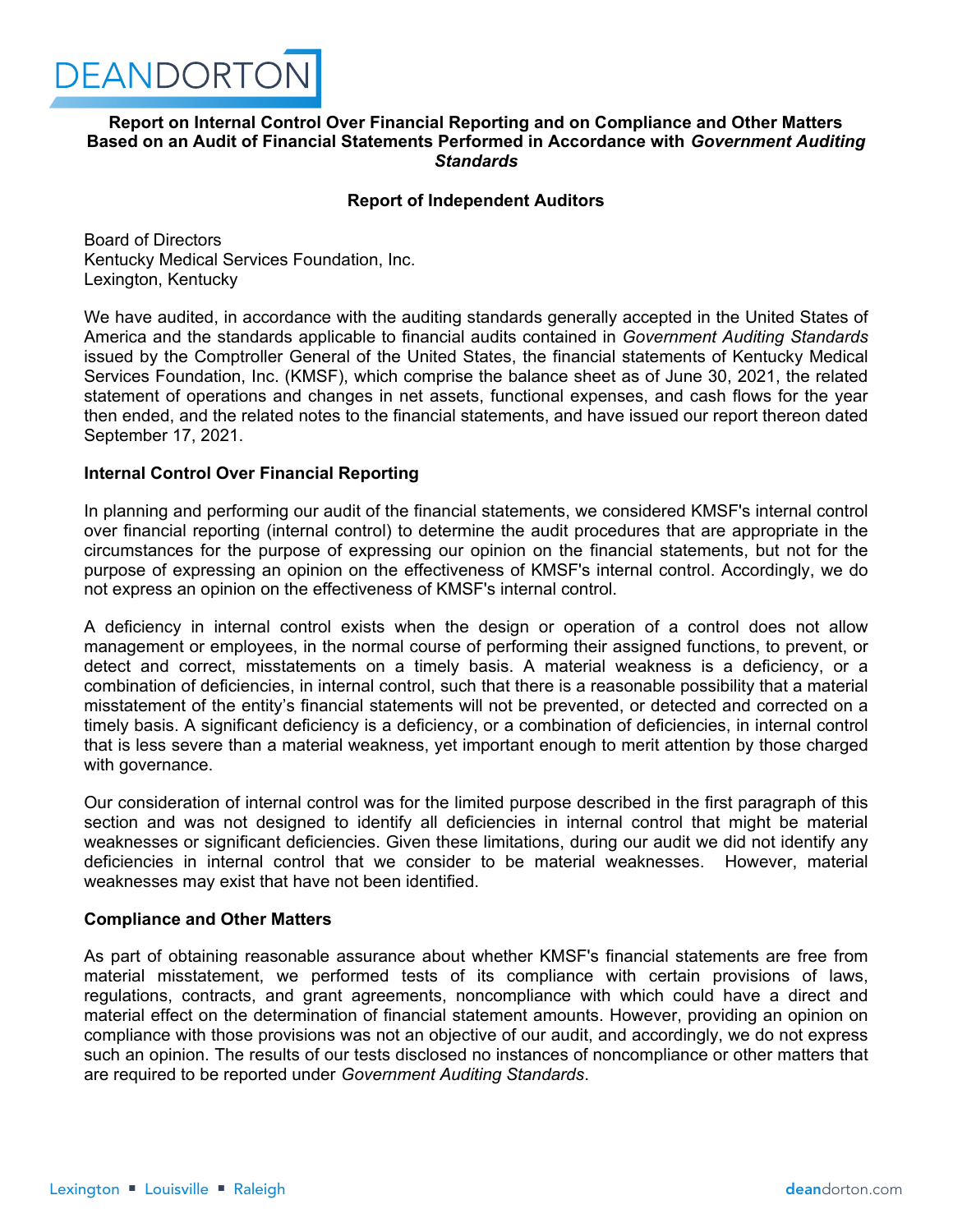DEANDORTON

**Report on Internal Control Over Financial Reporting and on Compliance and Other Matters Based on an Audit of Financial Statements Performed in Accordance with *Government Auditing Standards***

**Report of Independent Auditors**

Board of Directors
Kentucky Medical Services Foundation, Inc.
Lexington, Kentucky

We have audited, in accordance with the auditing standards generally accepted in the United States of America and the standards applicable to financial audits contained in *Government Auditing Standards* issued by the Comptroller General of the United States, the financial statements of Kentucky Medical Services Foundation, Inc. (KMSF), which comprise the balance sheet as of June 30, 2021, the related statement of operations and changes in net assets, functional expenses, and cash flows for the year then ended, and the related notes to the financial statements, and have issued our report thereon dated September 17, 2021.

**Internal Control Over Financial Reporting**

In planning and performing our audit of the financial statements, we considered KMSF's internal control over financial reporting (internal control) to determine the audit procedures that are appropriate in the circumstances for the purpose of expressing our opinion on the financial statements, but not for the purpose of expressing an opinion on the effectiveness of KMSF's internal control. Accordingly, we do not express an opinion on the effectiveness of KMSF's internal control.

A deficiency in internal control exists when the design or operation of a control does not allow management or employees, in the normal course of performing their assigned functions, to prevent, or detect and correct, misstatements on a timely basis. A material weakness is a deficiency, or a combination of deficiencies, in internal control, such that there is a reasonable possibility that a material misstatement of the entity's financial statements will not be prevented, or detected and corrected on a timely basis. A significant deficiency is a deficiency, or a combination of deficiencies, in internal control that is less severe than a material weakness, yet important enough to merit attention by those charged with governance.

Our consideration of internal control was for the limited purpose described in the first paragraph of this section and was not designed to identify all deficiencies in internal control that might be material weaknesses or significant deficiencies. Given these limitations, during our audit we did not identify any deficiencies in internal control that we consider to be material weaknesses. However, material weaknesses may exist that have not been identified.

**Compliance and Other Matters**

As part of obtaining reasonable assurance about whether KMSF's financial statements are free from material misstatement, we performed tests of its compliance with certain provisions of laws, regulations, contracts, and grant agreements, noncompliance with which could have a direct and material effect on the determination of financial statement amounts. However, providing an opinion on compliance with those provisions was not an objective of our audit, and accordingly, we do not express such an opinion. The results of our tests disclosed no instances of noncompliance or other matters that are required to be reported under *Government Auditing Standards*.

Lexington ▪ Louisville ▪ Raleigh deandorton.com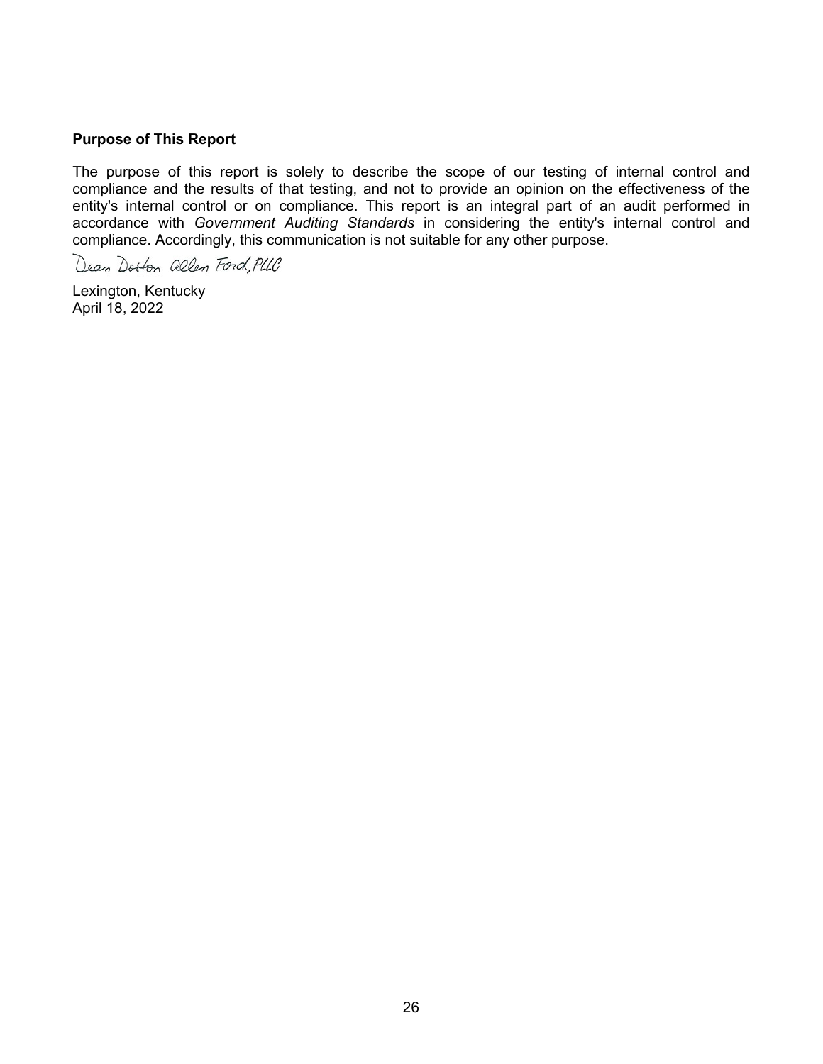**Purpose of This Report**

The purpose of this report is solely to describe the scope of our testing of internal control and compliance and the results of that testing, and not to provide an opinion on the effectiveness of the entity's internal control or on compliance. This report is an integral part of an audit performed in accordance with *Government Auditing Standards* in considering the entity's internal control and compliance. Accordingly, this communication is not suitable for any other purpose.

Dean Dorton Allen Ford, PLLC

Lexington, Kentucky
April 18, 2022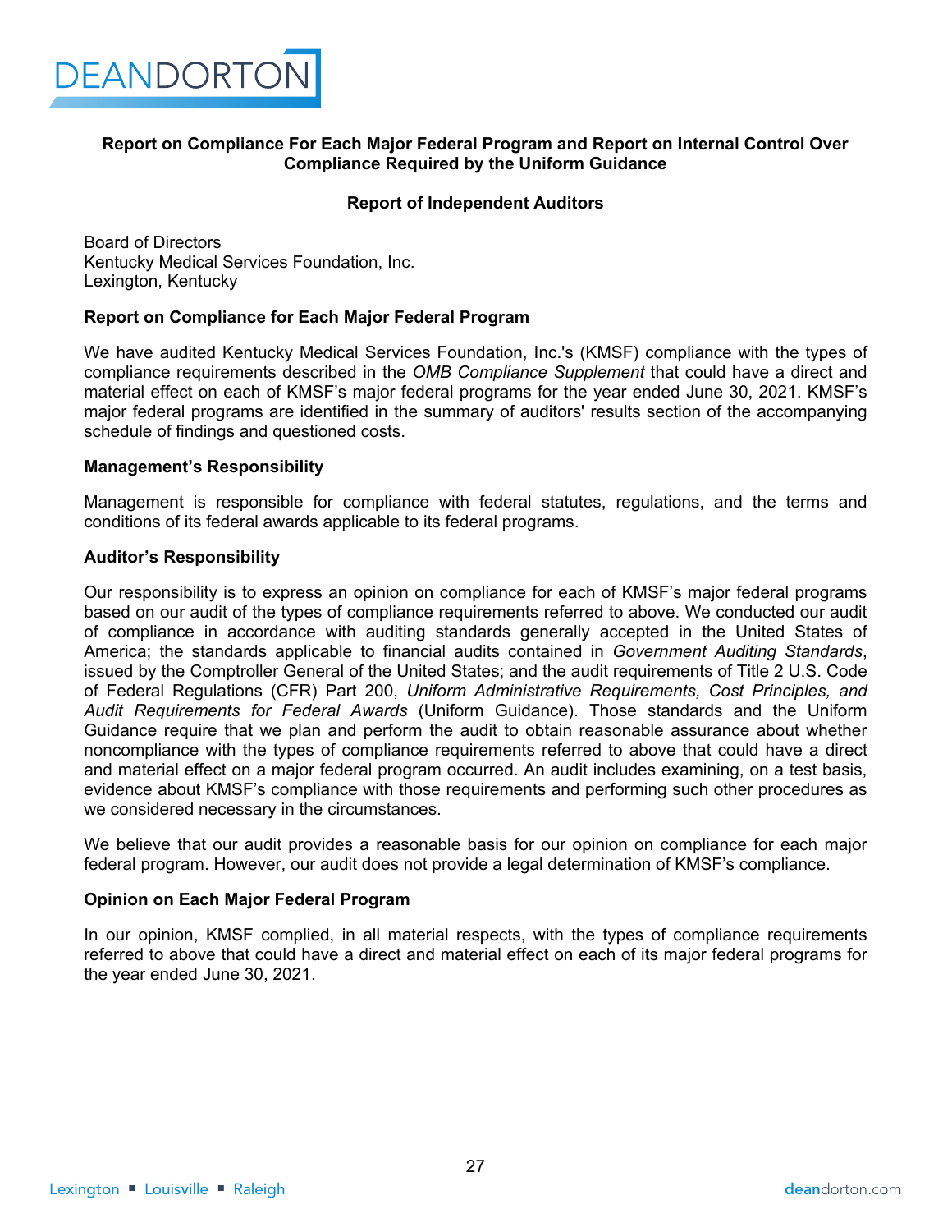## Report on Compliance For Each Major Federal Program and Report on Internal Control Over Compliance Required by the Uniform Guidance

### Report of Independent Auditors

Board of Directors
Kentucky Medical Services Foundation, Inc.
Lexington, Kentucky

**Report on Compliance for Each Major Federal Program**

We have audited Kentucky Medical Services Foundation, Inc.'s (KMSF) compliance with the types of compliance requirements described in the *OMB Compliance Supplement* that could have a direct and material effect on each of KMSF's major federal programs for the year ended June 30, 2021. KMSF's major federal programs are identified in the summary of auditors' results section of the accompanying schedule of findings and questioned costs.

**Management's Responsibility**

Management is responsible for compliance with federal statutes, regulations, and the terms and conditions of its federal awards applicable to its federal programs.

**Auditor's Responsibility**

Our responsibility is to express an opinion on compliance for each of KMSF's major federal programs based on our audit of the types of compliance requirements referred to above. We conducted our audit of compliance in accordance with auditing standards generally accepted in the United States of America; the standards applicable to financial audits contained in *Government Auditing Standards*, issued by the Comptroller General of the United States; and the audit requirements of Title 2 U.S. Code of Federal Regulations (CFR) Part 200, *Uniform Administrative Requirements, Cost Principles, and Audit Requirements for Federal Awards* (Uniform Guidance). Those standards and the Uniform Guidance require that we plan and perform the audit to obtain reasonable assurance about whether noncompliance with the types of compliance requirements referred to above that could have a direct and material effect on a major federal program occurred. An audit includes examining, on a test basis, evidence about KMSF's compliance with those requirements and performing such other procedures as we considered necessary in the circumstances.

We believe that our audit provides a reasonable basis for our opinion on compliance for each major federal program. However, our audit does not provide a legal determination of KMSF's compliance.

**Opinion on Each Major Federal Program**

In our opinion, KMSF complied, in all material respects, with the types of compliance requirements referred to above that could have a direct and material effect on each of its major federal programs for the year ended June 30, 2021.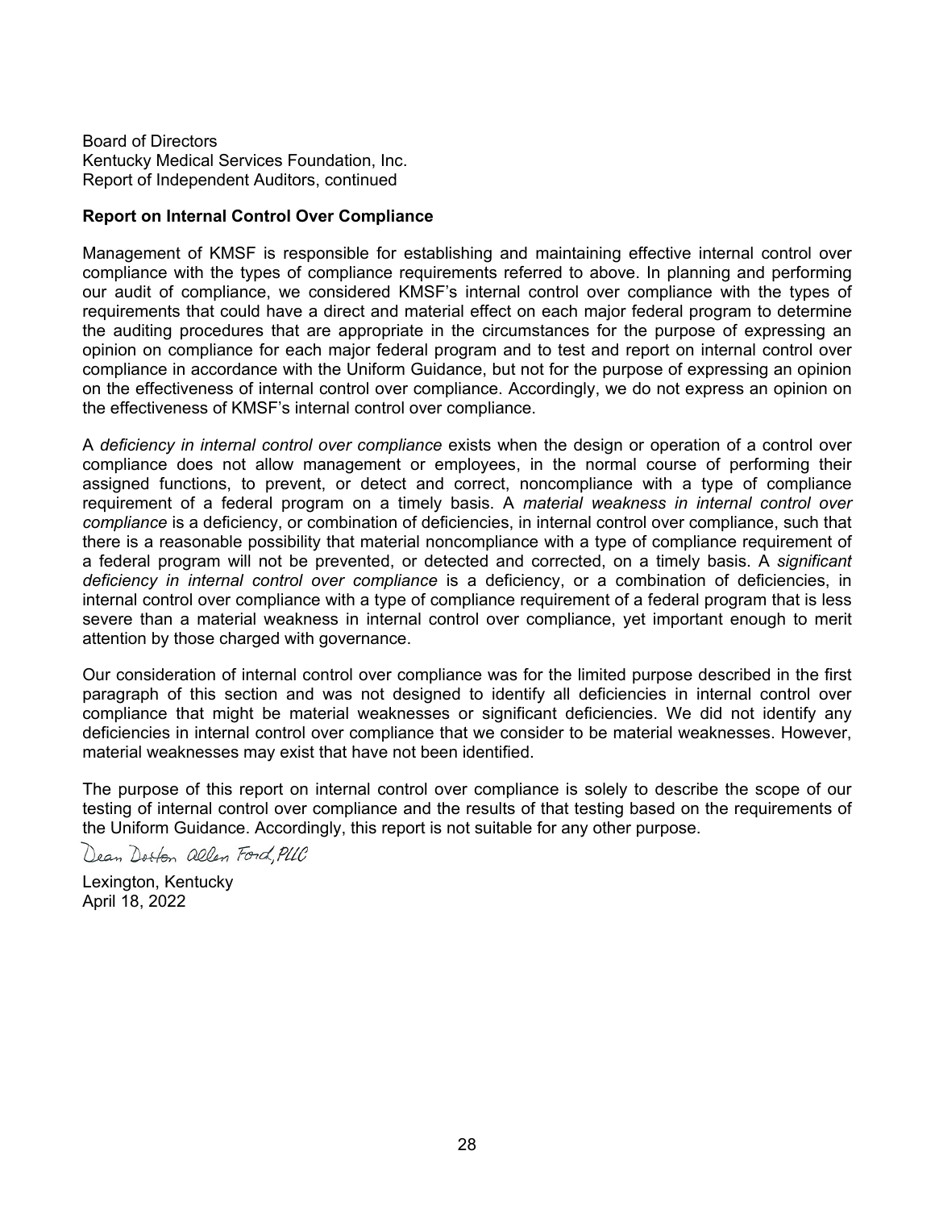Board of Directors
Kentucky Medical Services Foundation, Inc.
Report of Independent Auditors, continued

**Report on Internal Control Over Compliance**

Management of KMSF is responsible for establishing and maintaining effective internal control over compliance with the types of compliance requirements referred to above. In planning and performing our audit of compliance, we considered KMSF's internal control over compliance with the types of requirements that could have a direct and material effect on each major federal program to determine the auditing procedures that are appropriate in the circumstances for the purpose of expressing an opinion on compliance for each major federal program and to test and report on internal control over compliance in accordance with the Uniform Guidance, but not for the purpose of expressing an opinion on the effectiveness of internal control over compliance. Accordingly, we do not express an opinion on the effectiveness of KMSF's internal control over compliance.

A *deficiency in internal control over compliance* exists when the design or operation of a control over compliance does not allow management or employees, in the normal course of performing their assigned functions, to prevent, or detect and correct, noncompliance with a type of compliance requirement of a federal program on a timely basis. A *material weakness in internal control over compliance* is a deficiency, or combination of deficiencies, in internal control over compliance, such that there is a reasonable possibility that material noncompliance with a type of compliance requirement of a federal program will not be prevented, or detected and corrected, on a timely basis. A *significant deficiency in internal control over compliance* is a deficiency, or a combination of deficiencies, in internal control over compliance with a type of compliance requirement of a federal program that is less severe than a material weakness in internal control over compliance, yet important enough to merit attention by those charged with governance.

Our consideration of internal control over compliance was for the limited purpose described in the first paragraph of this section and was not designed to identify all deficiencies in internal control over compliance that might be material weaknesses or significant deficiencies. We did not identify any deficiencies in internal control over compliance that we consider to be material weaknesses. However, material weaknesses may exist that have not been identified.

The purpose of this report on internal control over compliance is solely to describe the scope of our testing of internal control over compliance and the results of that testing based on the requirements of the Uniform Guidance. Accordingly, this report is not suitable for any other purpose.

Dean Dorton Allen Ford, PLLC

Lexington, Kentucky
April 18, 2022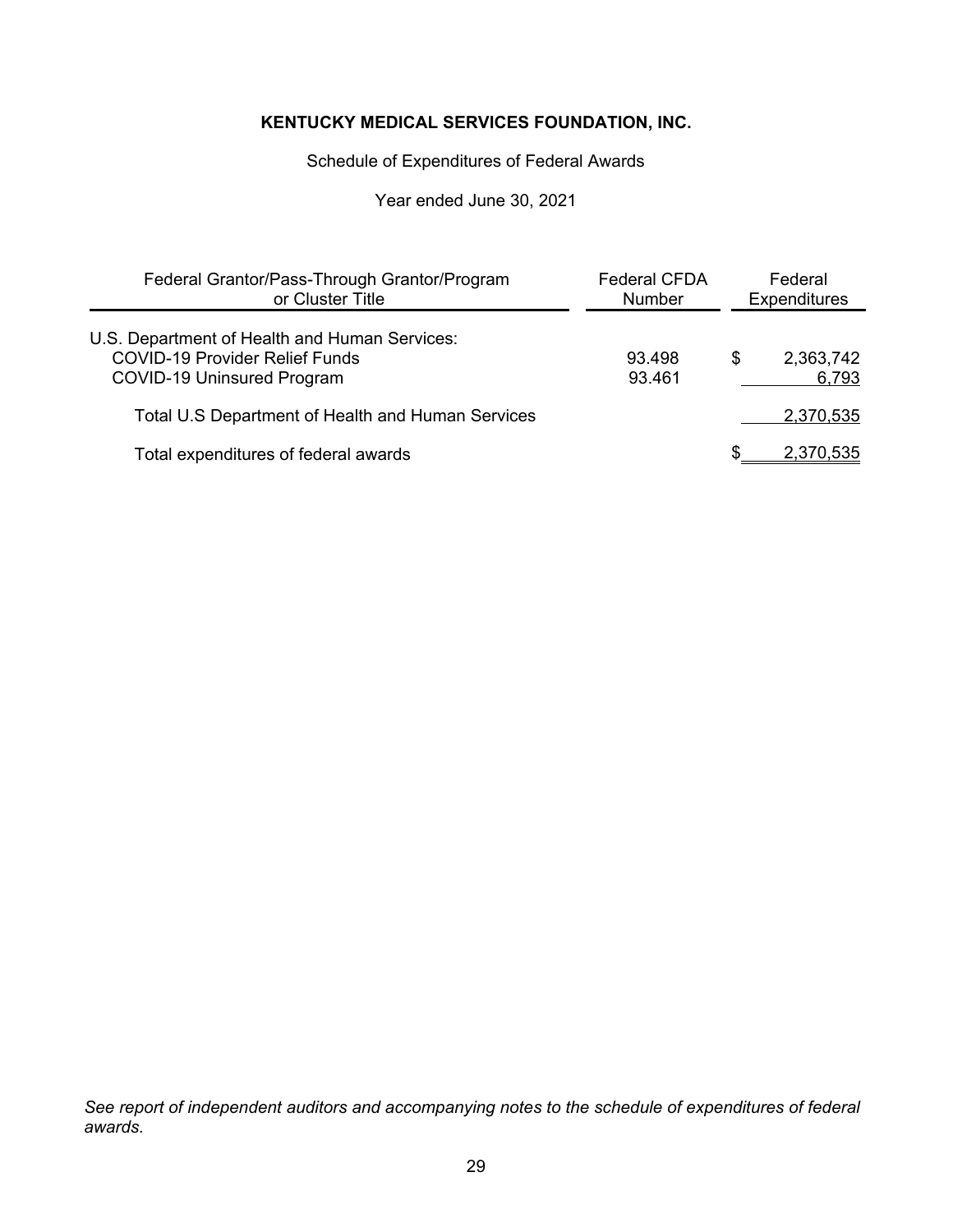**KENTUCKY MEDICAL SERVICES FOUNDATION, INC.**

Schedule of Expenditures of Federal Awards

Year ended June 30, 2021

| Federal Grantor/Pass-Through Grantor/Program or Cluster Title | Federal CFDA Number | Federal Expenditures |
|---|---|---|
| U.S. Department of Health and Human Services: | | |
| COVID-19 Provider Relief Funds | 93.498 | $ 2,363,742 |
| COVID-19 Uninsured Program | 93.461 | 6,793 |
| Total U.S Department of Health and Human Services | | 2,370,535 |
| Total expenditures of federal awards | | $ 2,370,535 |

*See report of independent auditors and accompanying notes to the schedule of expenditures of federal awards.*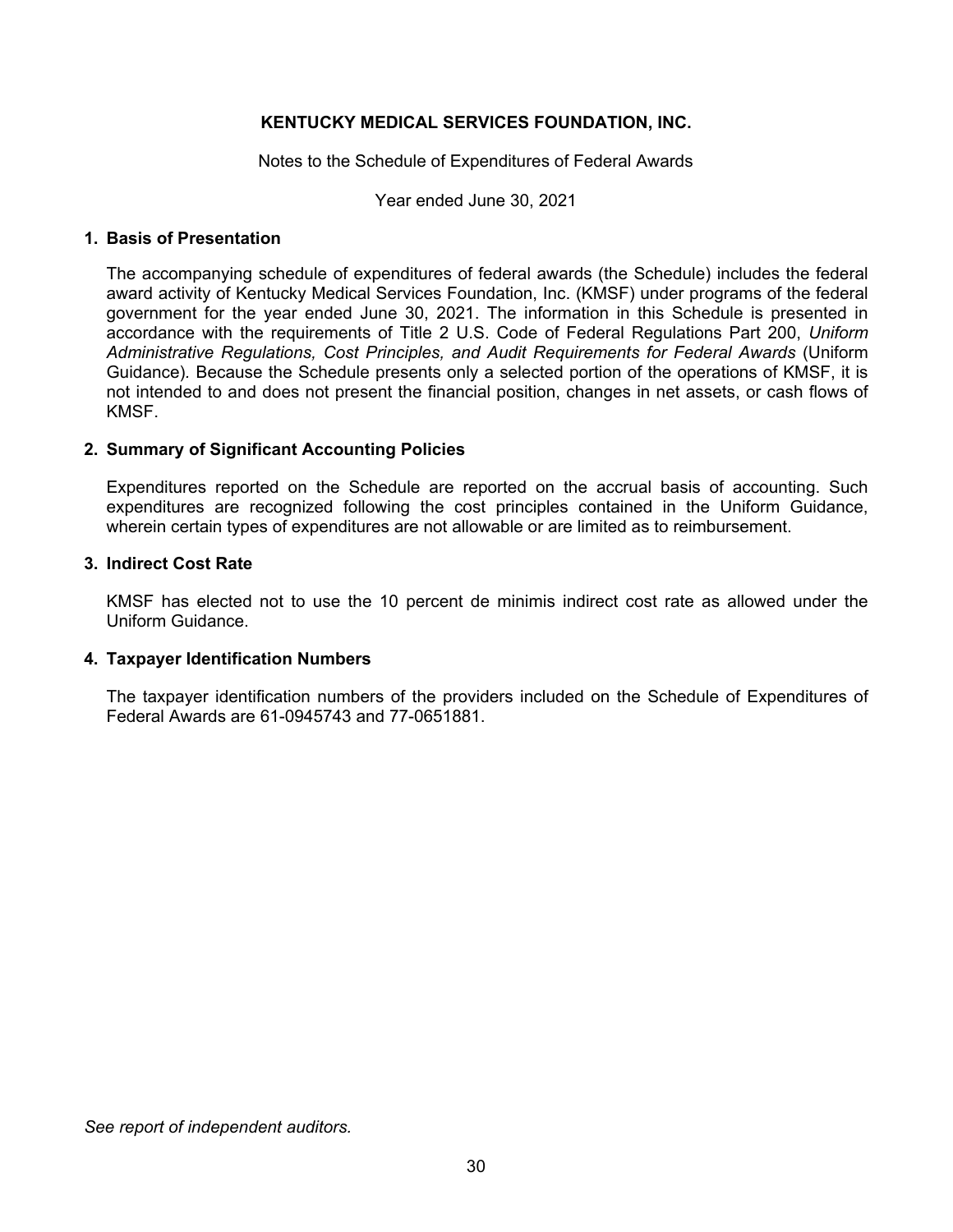**KENTUCKY MEDICAL SERVICES FOUNDATION, INC.**

Notes to the Schedule of Expenditures of Federal Awards

Year ended June 30, 2021

**1. Basis of Presentation**

The accompanying schedule of expenditures of federal awards (the Schedule) includes the federal award activity of Kentucky Medical Services Foundation, Inc. (KMSF) under programs of the federal government for the year ended June 30, 2021. The information in this Schedule is presented in accordance with the requirements of Title 2 U.S. Code of Federal Regulations Part 200, *Uniform Administrative Regulations, Cost Principles, and Audit Requirements for Federal Awards* (Uniform Guidance). Because the Schedule presents only a selected portion of the operations of KMSF, it is not intended to and does not present the financial position, changes in net assets, or cash flows of KMSF.

**2. Summary of Significant Accounting Policies**

Expenditures reported on the Schedule are reported on the accrual basis of accounting. Such expenditures are recognized following the cost principles contained in the Uniform Guidance, wherein certain types of expenditures are not allowable or are limited as to reimbursement.

**3. Indirect Cost Rate**

KMSF has elected not to use the 10 percent de minimis indirect cost rate as allowed under the Uniform Guidance.

**4. Taxpayer Identification Numbers**

The taxpayer identification numbers of the providers included on the Schedule of Expenditures of Federal Awards are 61-0945743 and 77-0651881.

*See report of independent auditors.*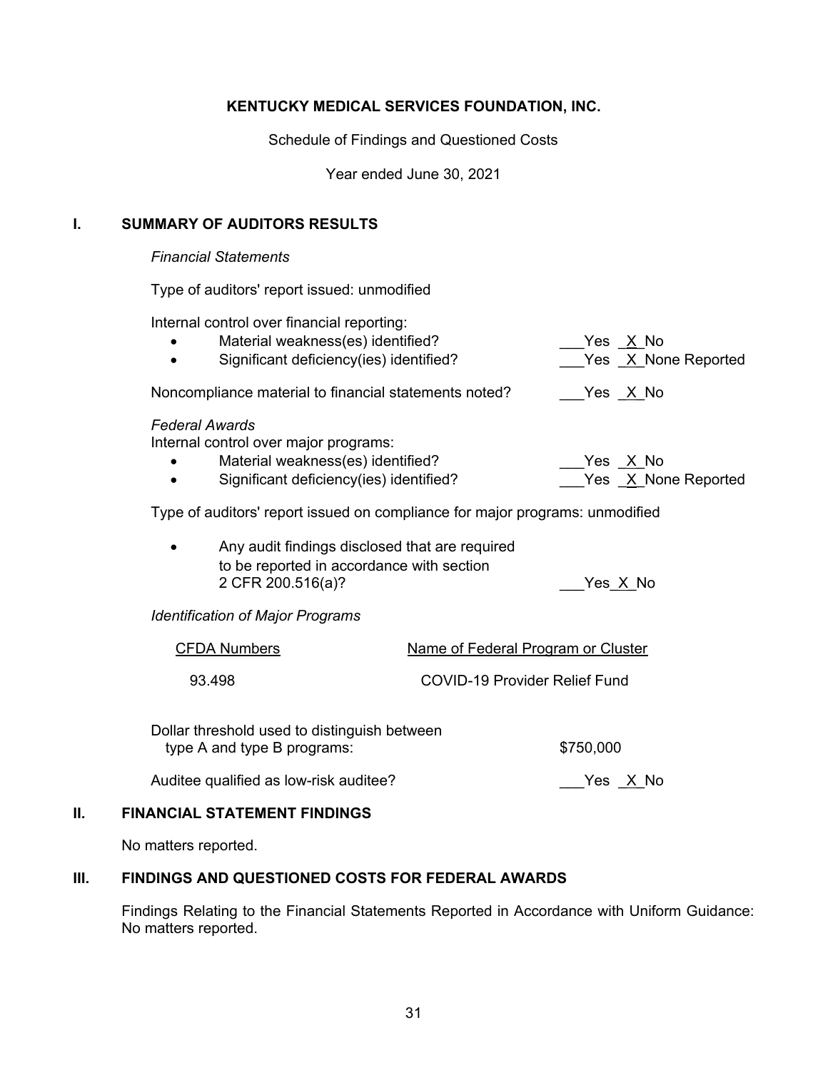**KENTUCKY MEDICAL SERVICES FOUNDATION, INC.**

Schedule of Findings and Questioned Costs

Year ended June 30, 2021

## I. SUMMARY OF AUDITORS RESULTS

*Financial Statements*

Type of auditors' report issued: unmodified

Internal control over financial reporting:

- Material weakness(es) identified? ___Yes _X_No
- Significant deficiency(ies) identified? ___Yes _X_None Reported

Noncompliance material to financial statements noted? ___Yes _X_No

*Federal Awards*

Internal control over major programs:

- Material weakness(es) identified? ___Yes _X_No
- Significant deficiency(ies) identified? ___Yes _X_None Reported

Type of auditors' report issued on compliance for major programs: unmodified

- Any audit findings disclosed that are required to be reported in accordance with section 2 CFR 200.516(a)? ___Yes_X_No

*Identification of Major Programs*

| CFDA Numbers | Name of Federal Program or Cluster |
|---|---|
| 93.498 | COVID-19 Provider Relief Fund |

Dollar threshold used to distinguish between type A and type B programs: $750,000

Auditee qualified as low-risk auditee? ___Yes _X_No

## II. FINANCIAL STATEMENT FINDINGS

No matters reported.

## III. FINDINGS AND QUESTIONED COSTS FOR FEDERAL AWARDS

Findings Relating to the Financial Statements Reported in Accordance with Uniform Guidance: No matters reported.